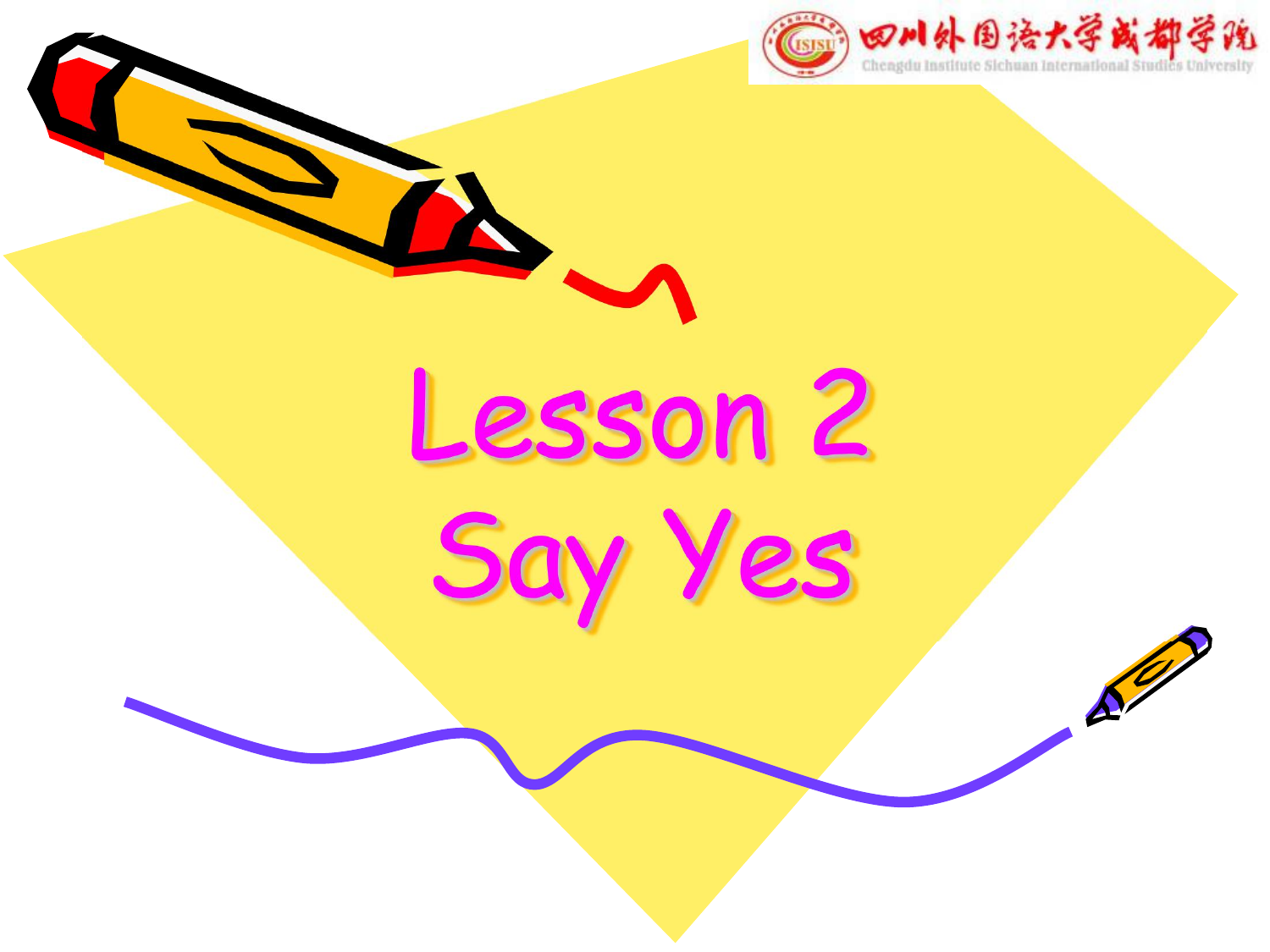# Lesson 2
# Say Yes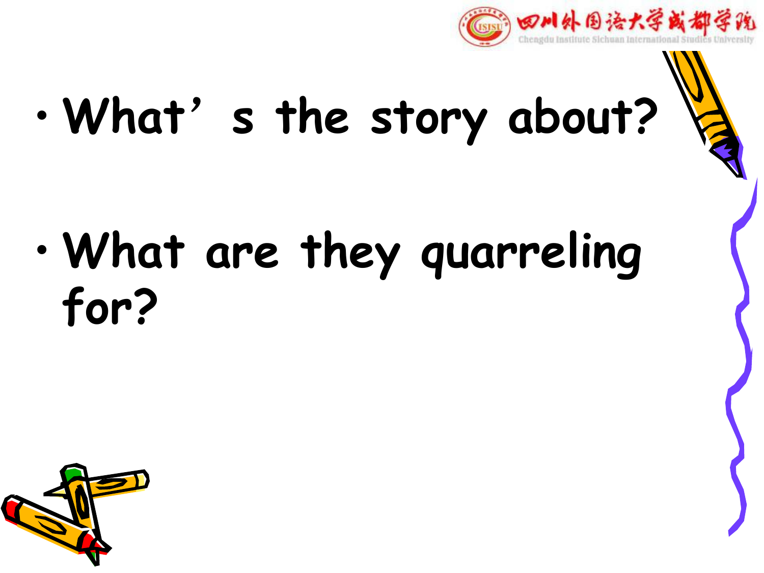- What's the story about?
- What are they quarreling for?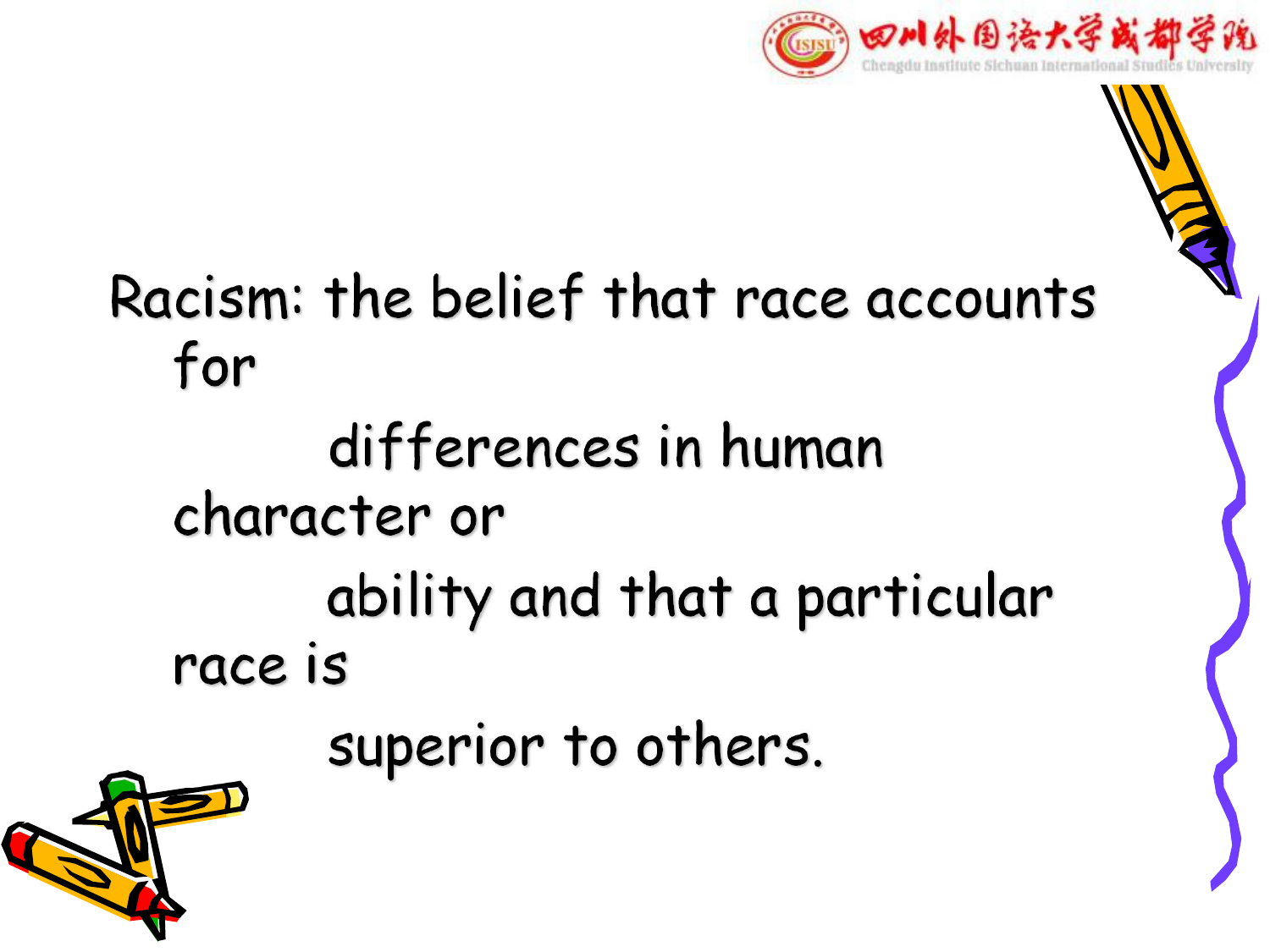Racism: the belief that race accounts for differences in human character or ability and that a particular race is superior to others.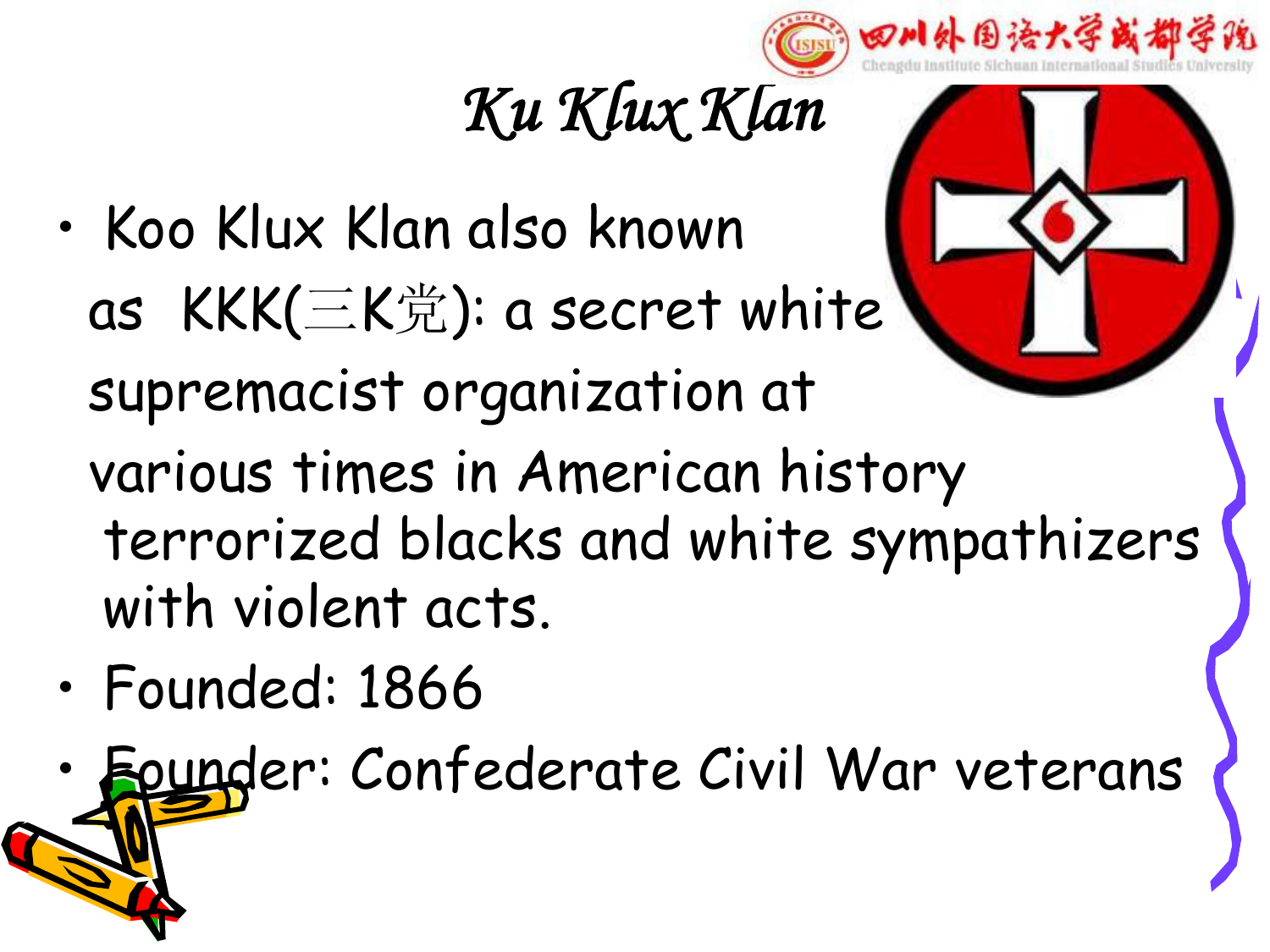# *Ku Klux Klan*

- Koo Klux Klan also known as KKK(三K党): a secret white supremacist organization at various times in American history terrorized blacks and white sympathizers with violent acts.
- Founded: 1866
- Founder: Confederate Civil War veterans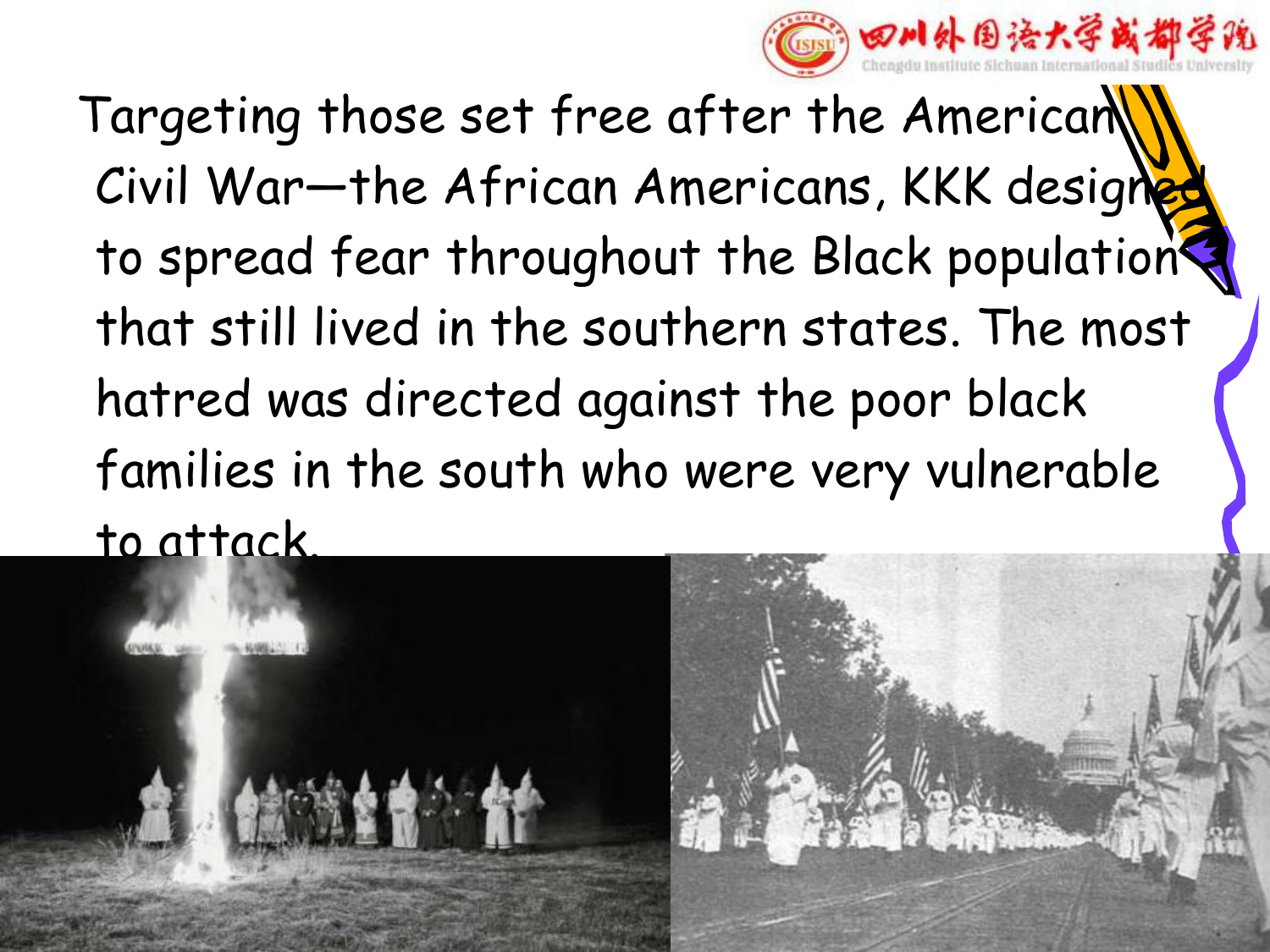Targeting those set free after the American Civil War—the African Americans, KKK designed to spread fear throughout the Black population that still lived in the southern states. The most hatred was directed against the poor black families in the south who were very vulnerable to attack.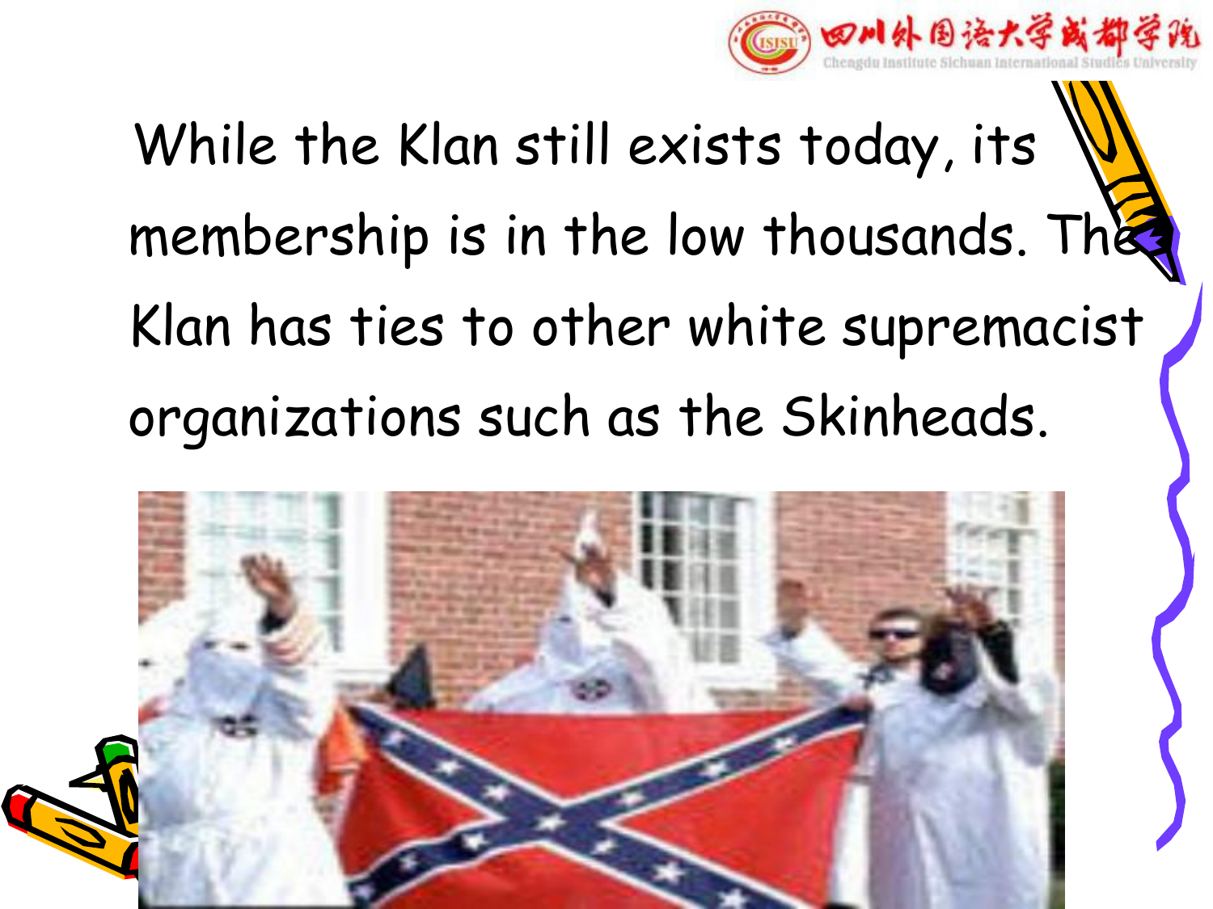While the Klan still exists today, its membership is in the low thousands. The Klan has ties to other white supremacist organizations such as the Skinheads.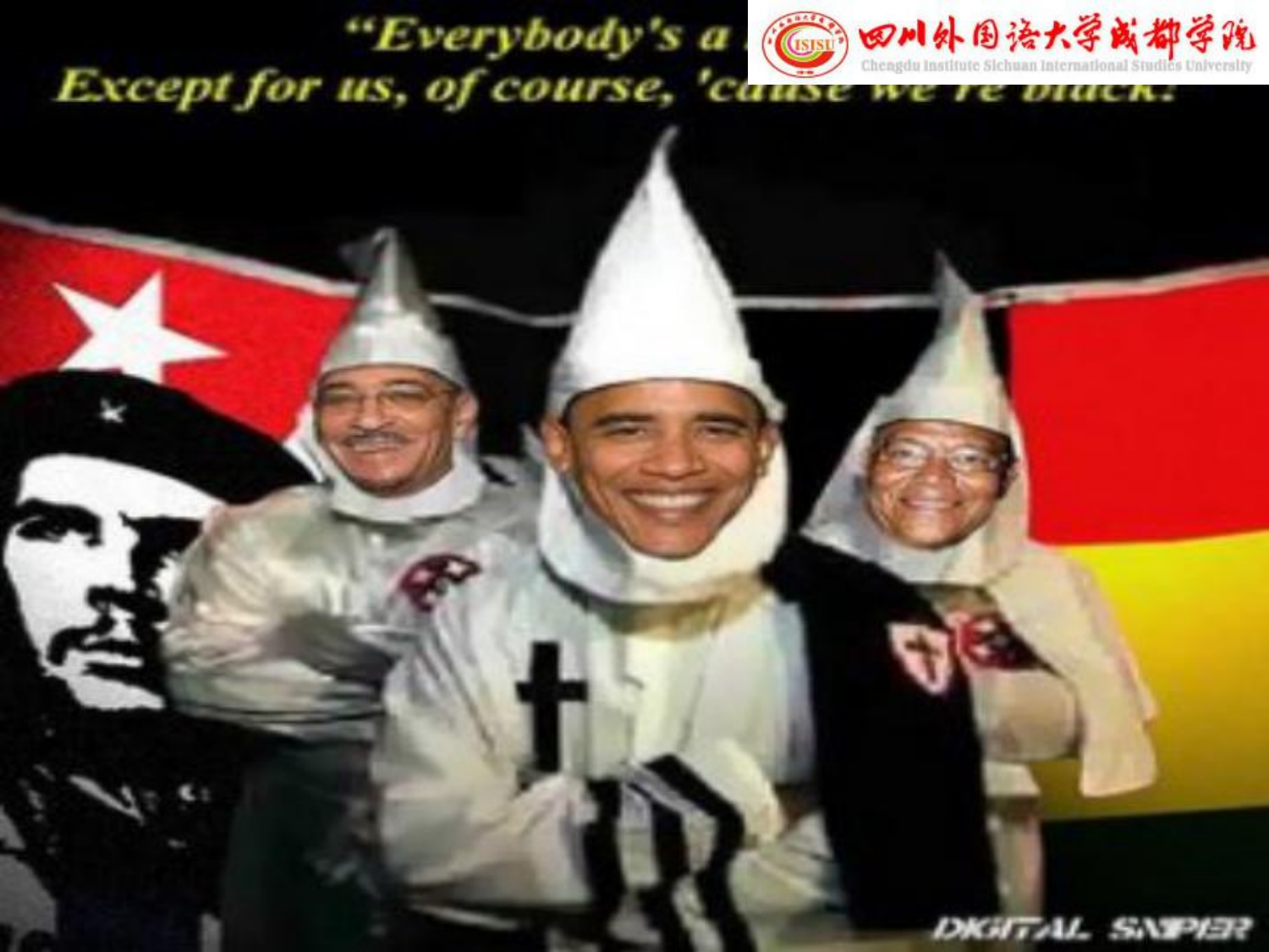"Everybody's a

Except for us, of course, 'cause we're black."

DIGITAL SNIPER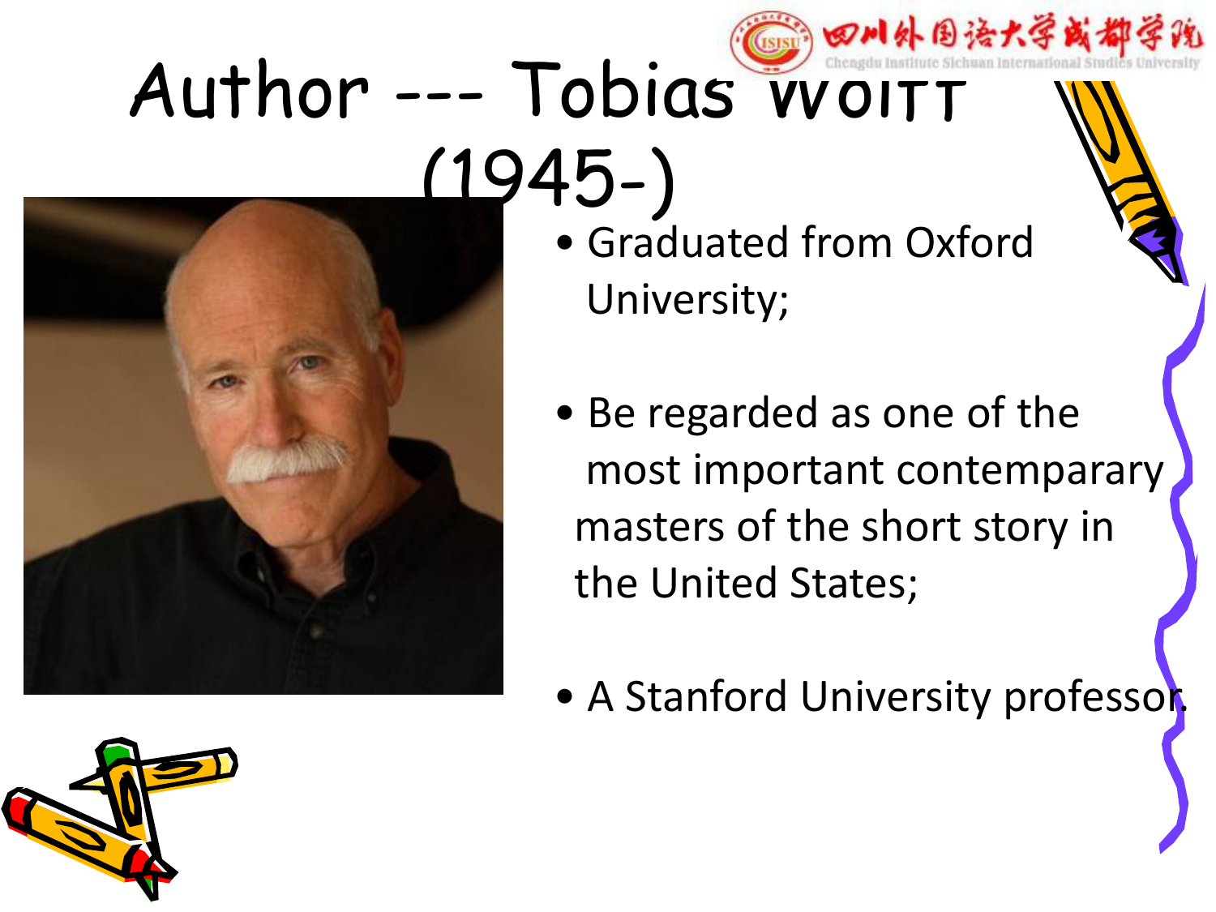# Author --- Tobias Wolff (1945-)

- Graduated from Oxford University;
- Be regarded as one of the most important contemparary masters of the short story in the United States;
- A Stanford University professor.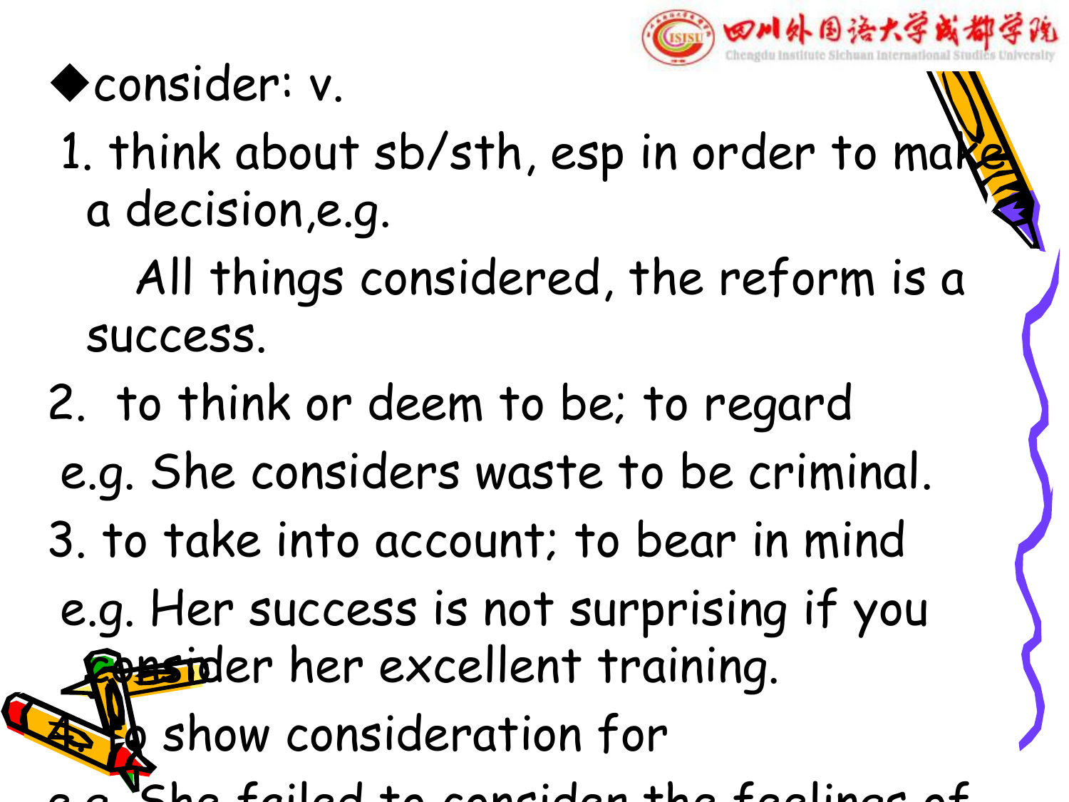◆consider: v.

1. think about sb/sth, esp in order to make a decision,e.g.

   All things considered, the reform is a success.

2. to think or deem to be; to regard

   e.g. She considers waste to be criminal.

3. to take into account; to bear in mind

   e.g. Her success is not surprising if you consider her excellent training.

4. to show consideration for

   e.g. She failed to consider the feelings of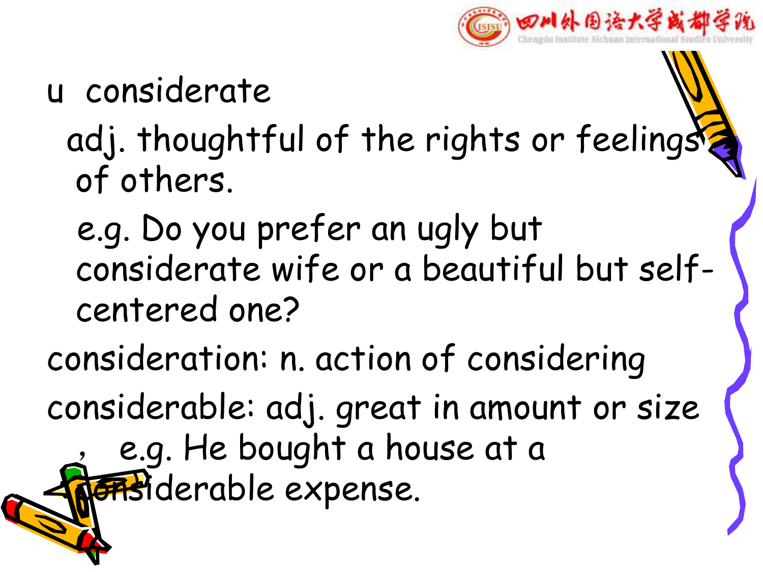- considerate

  adj. thoughtful of the rights or feelings of others.

  e.g. Do you prefer an ugly but considerate wife or a beautiful but self-centered one?

consideration: n. action of considering

considerable: adj. great in amount or size

, e.g. He bought a house at a considerable expense.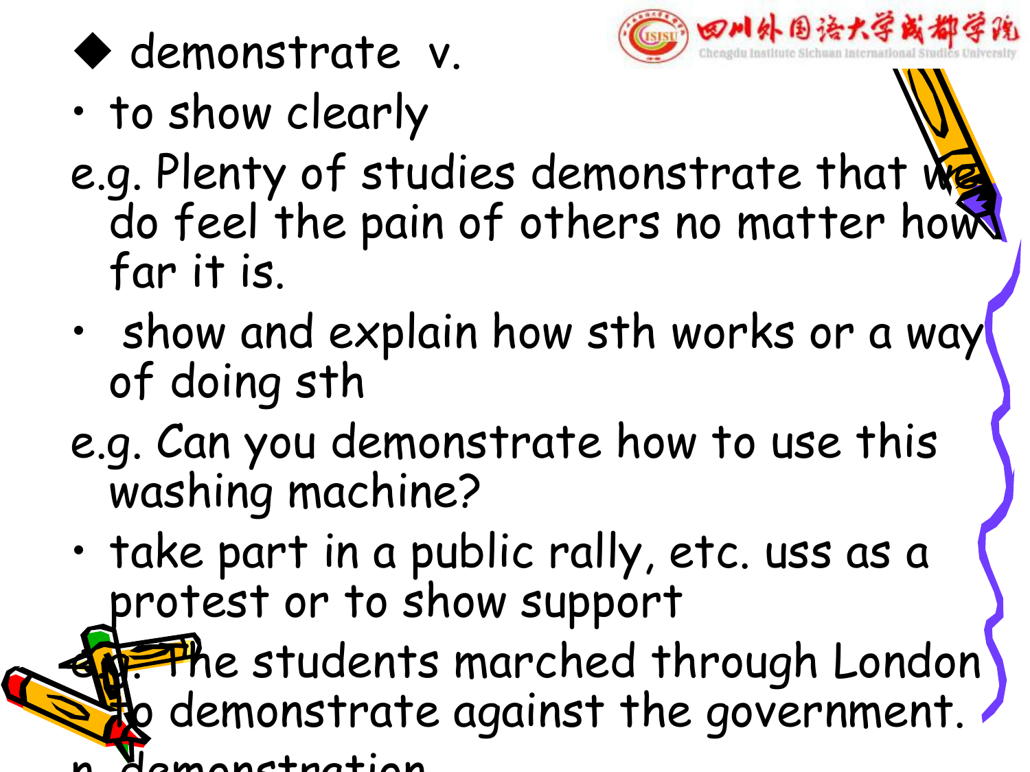◆ demonstrate v.

- to show clearly

e.g. Plenty of studies demonstrate that we do feel the pain of others no matter how far it is.

- show and explain how sth works or a way of doing sth

e.g. Can you demonstrate how to use this washing machine?

- take part in a public rally, etc. uss as a protest or to show support

e.g. The students marched through London to demonstrate against the government.

n. demonstration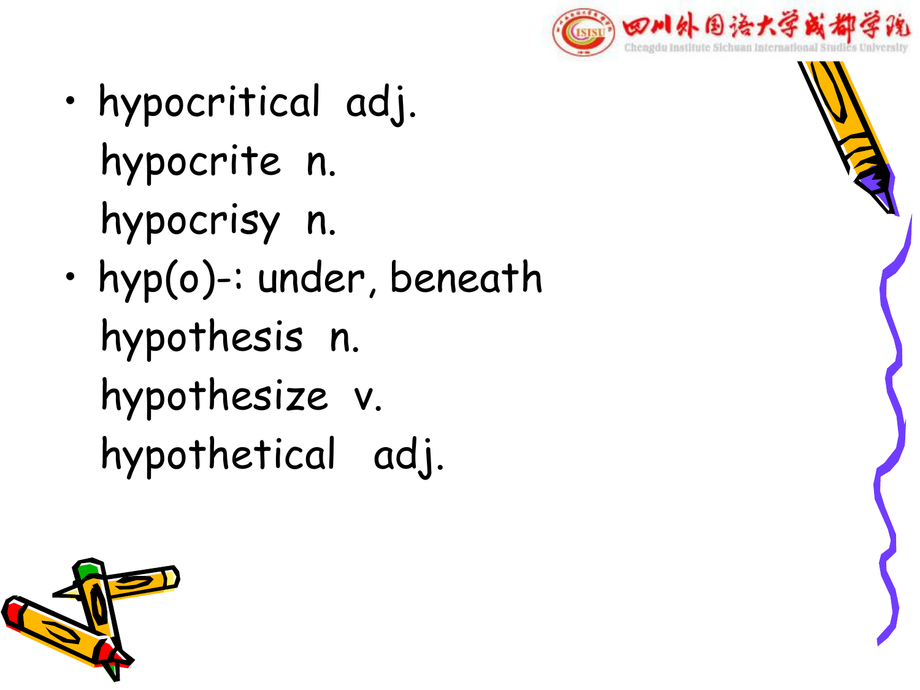- hypocritical adj.
  hypocrite n.
  hypocrisy n.
- hyp(o)-: under, beneath
  hypothesis n.
  hypothesize v.
  hypothetical adj.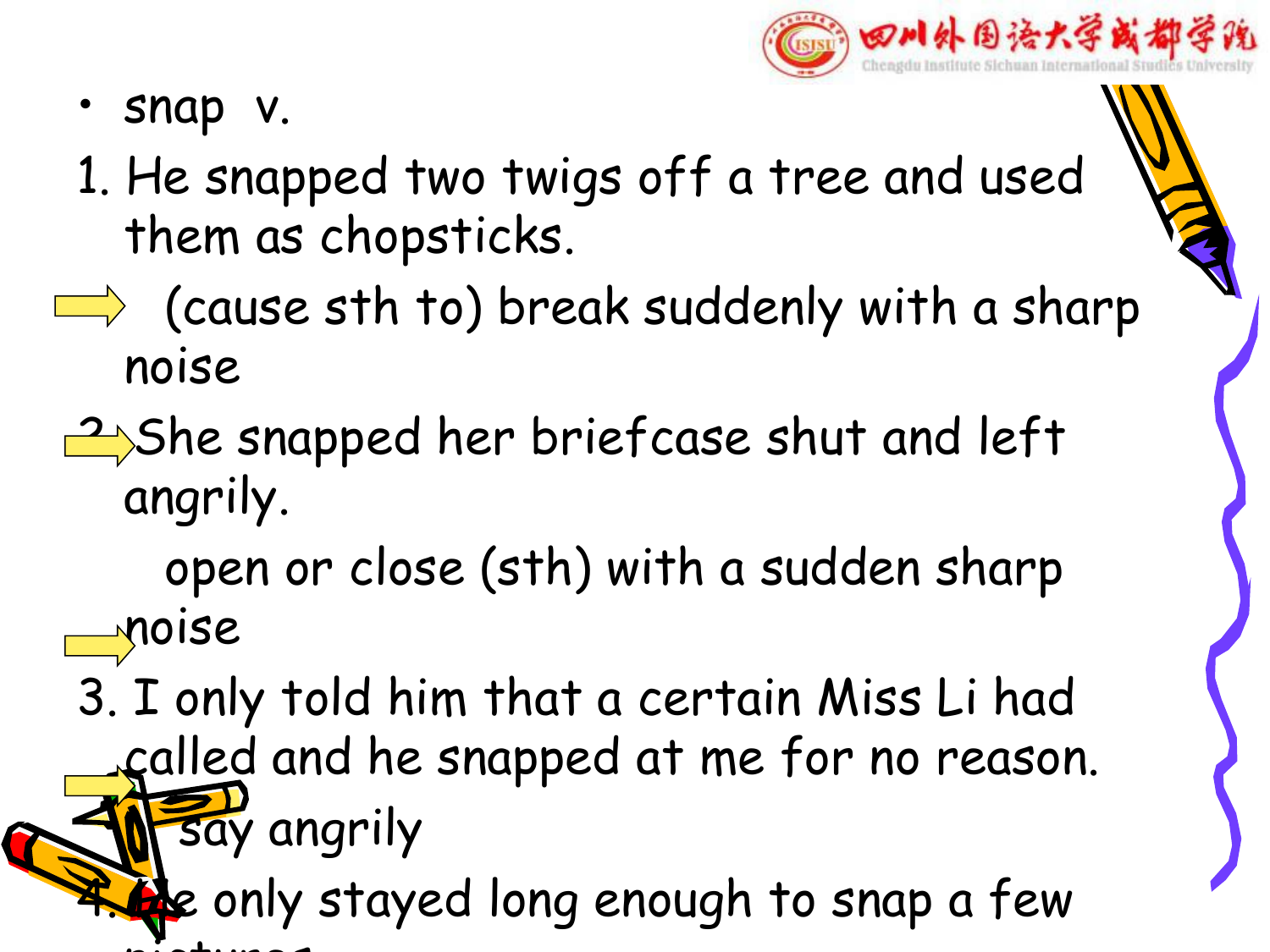- snap v.

1. He snapped two twigs off a tree and used them as chopsticks.

   (cause sth to) break suddenly with a sharp noise

2. She snapped her briefcase shut and left angrily.

   open or close (sth) with a sudden sharp noise

3. I only told him that a certain Miss Li had called and he snapped at me for no reason.

   say angrily

4. He only stayed long enough to snap a few pictures.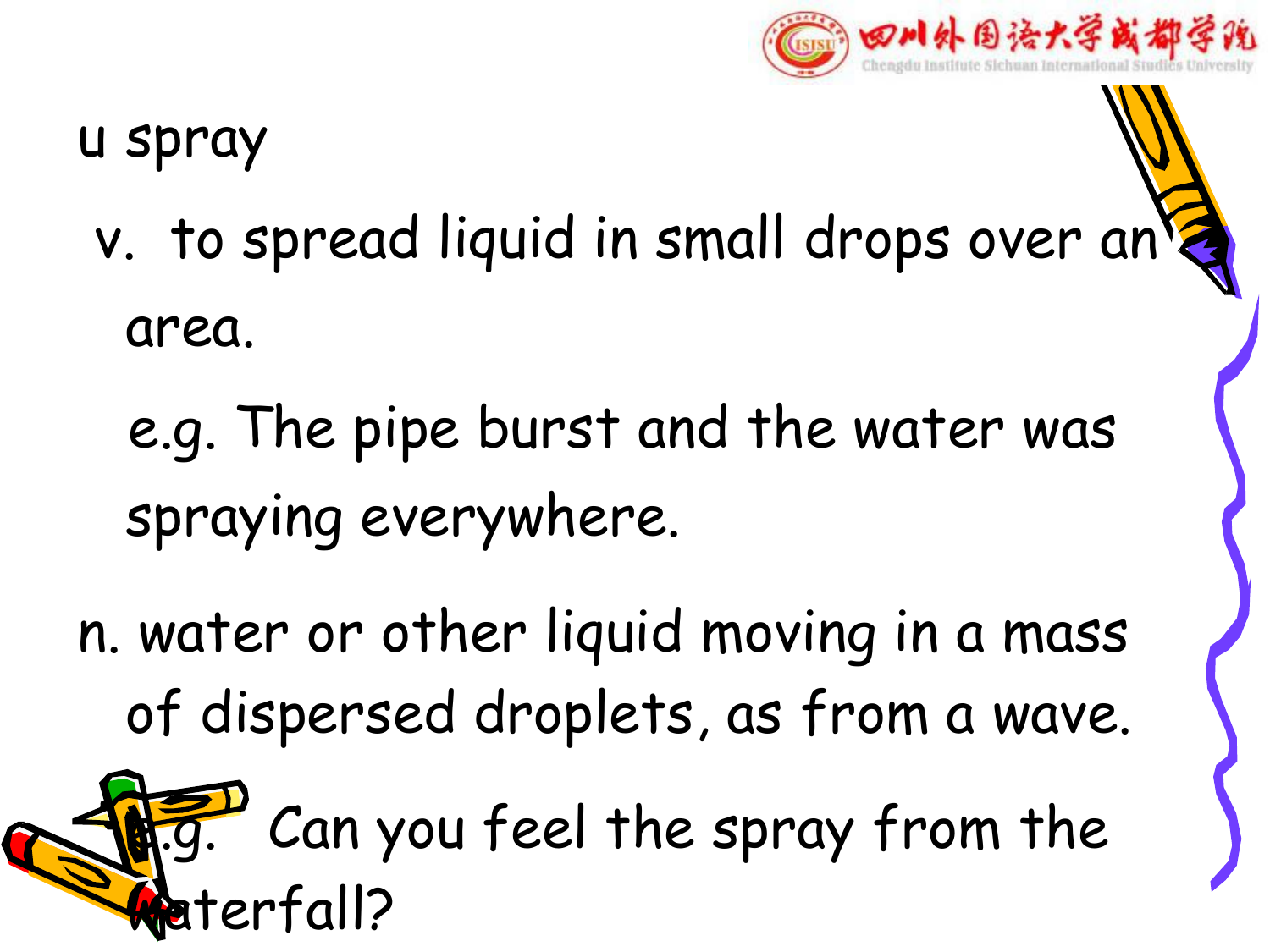- spray

  v. to spread liquid in small drops over an area.

  e.g. The pipe burst and the water was spraying everywhere.

  n. water or other liquid moving in a mass of dispersed droplets, as from a wave.

  e.g. Can you feel the spray from the waterfall?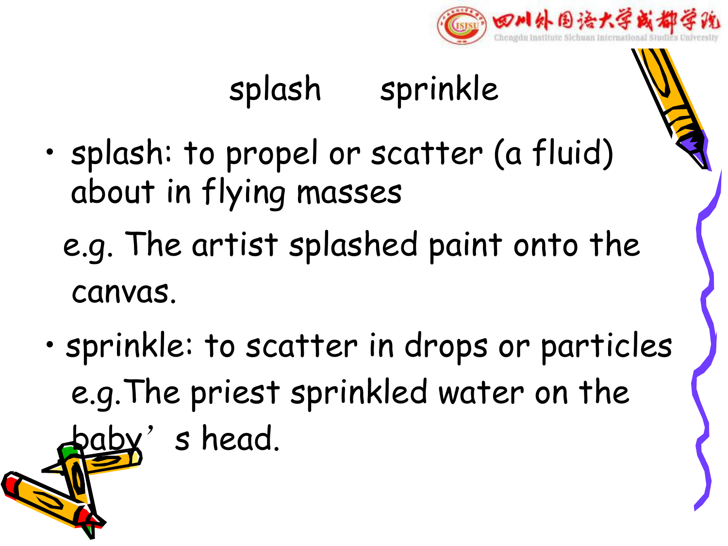# splash sprinkle

- splash: to propel or scatter (a fluid) about in flying masses

  e.g. The artist splashed paint onto the canvas.

- sprinkle: to scatter in drops or particles

  e.g.The priest sprinkled water on the baby’s head.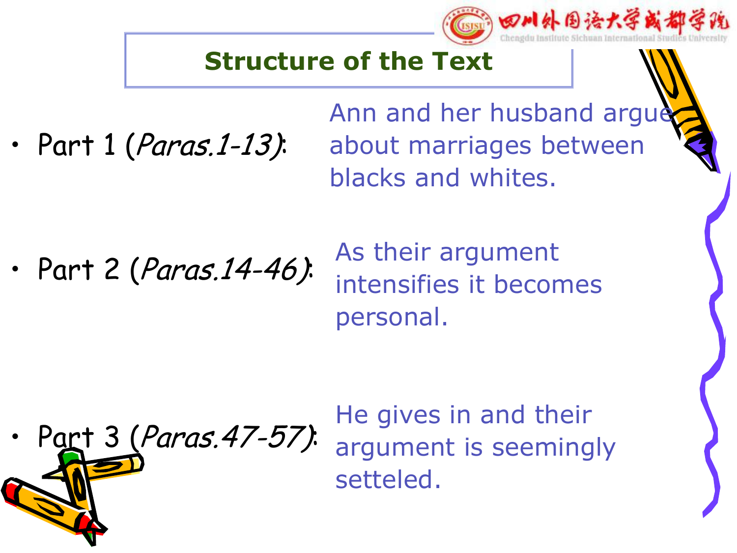## Structure of the Text

- Part 1 (*Paras.1-13*): Ann and her husband argue about marriages between blacks and whites.

- Part 2 (*Paras.14-46*): As their argument intensifies it becomes personal.

- Part 3 (*Paras.47-57*): He gives in and their argument is seemingly setteled.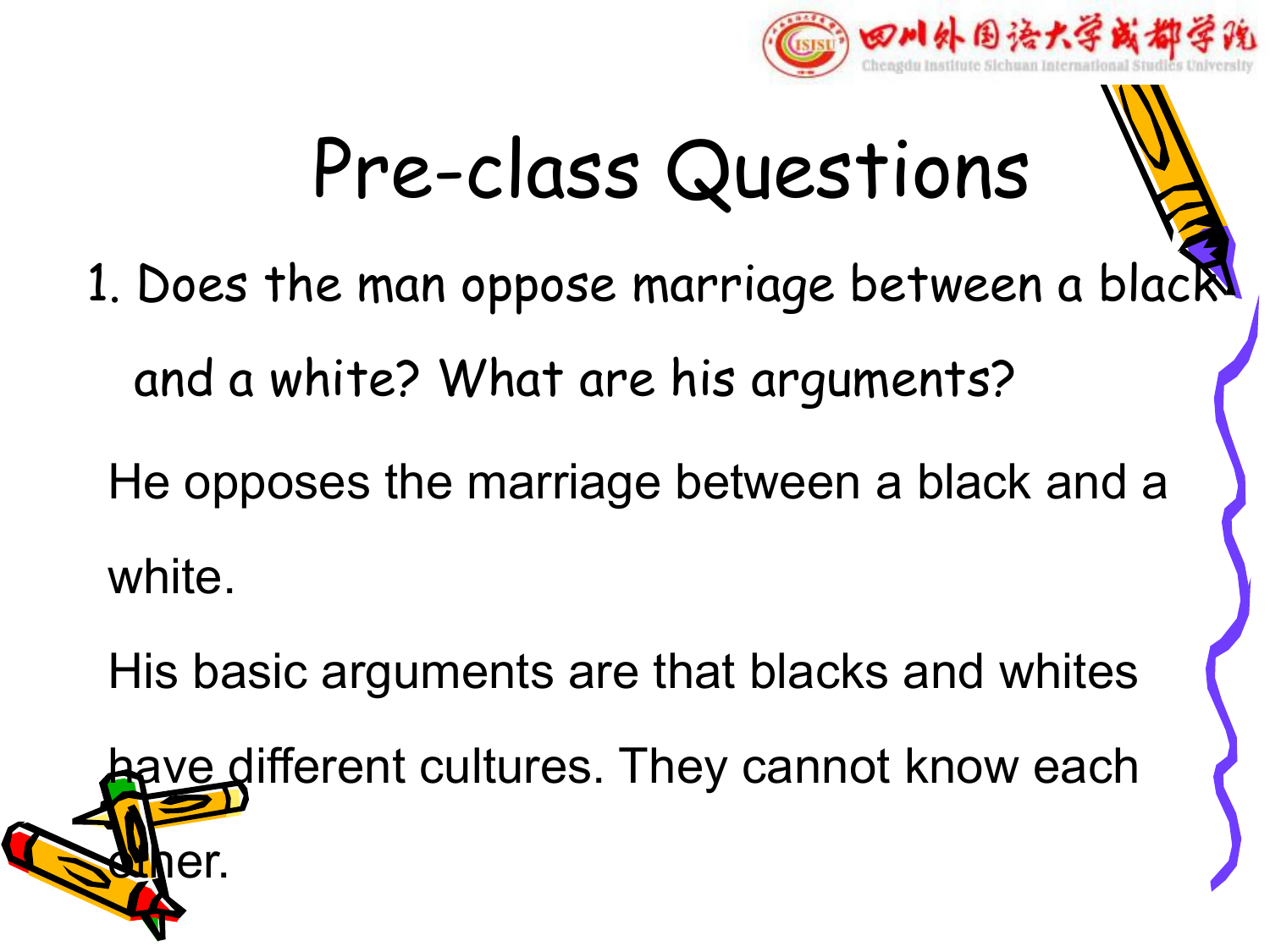# Pre-class Questions

1. Does the man oppose marriage between a black and a white? What are his arguments?

He opposes the marriage between a black and a white.

His basic arguments are that blacks and whites have different cultures. They cannot know each other.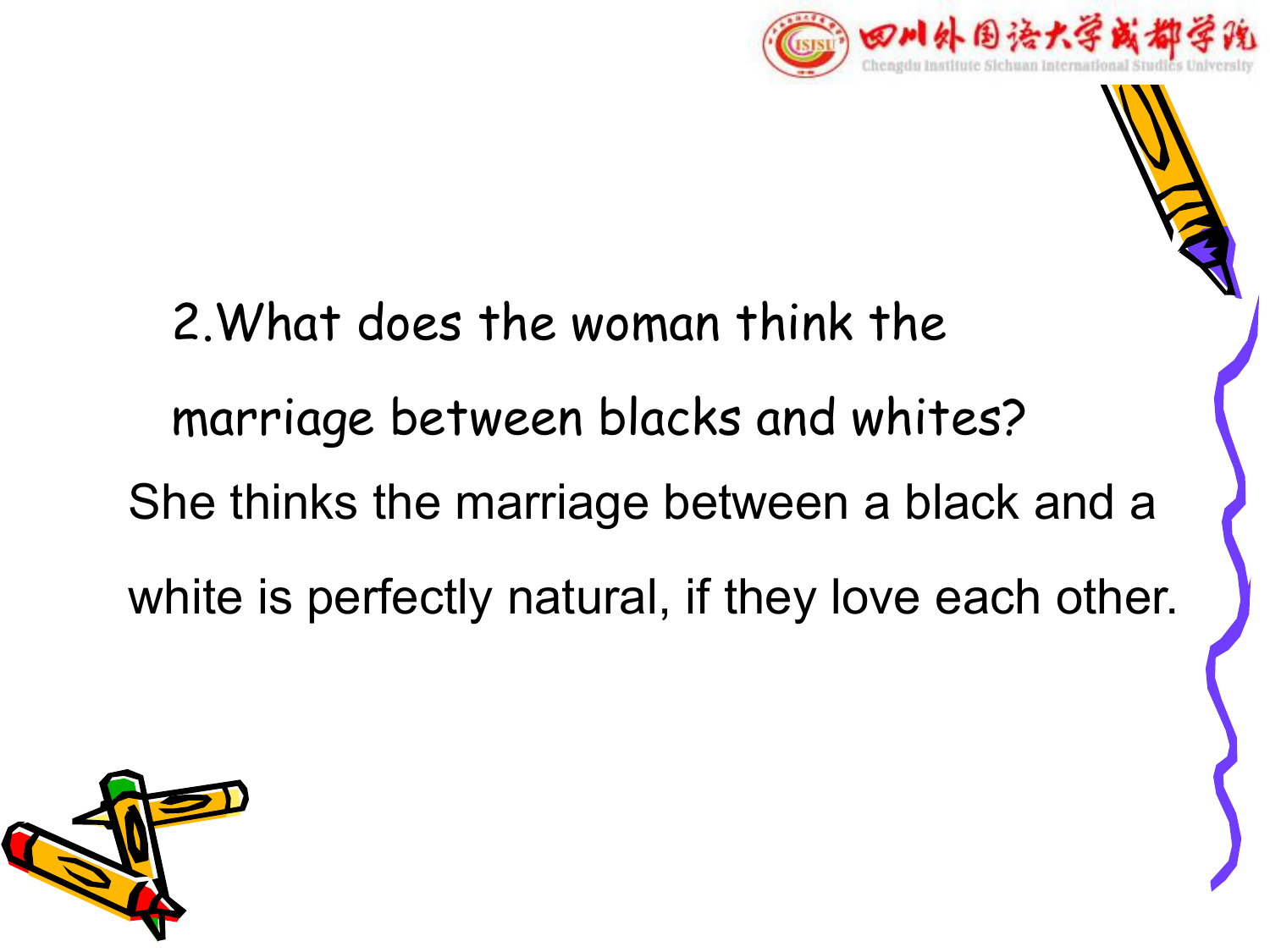2.What does the woman think the marriage between blacks and whites?

She thinks the marriage between a black and a white is perfectly natural, if they love each other.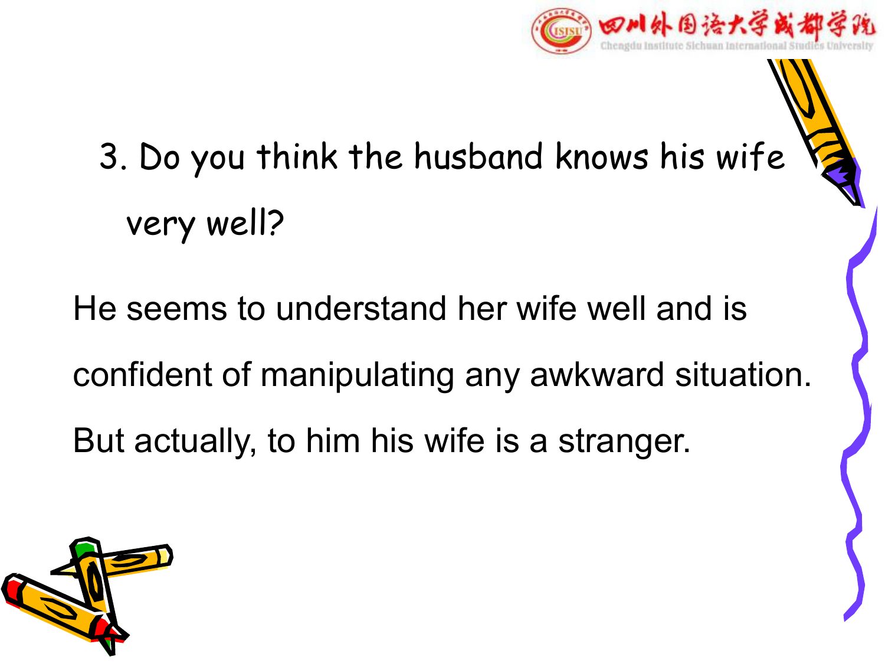3. Do you think the husband knows his wife very well?

He seems to understand her wife well and is confident of manipulating any awkward situation. But actually, to him his wife is a stranger.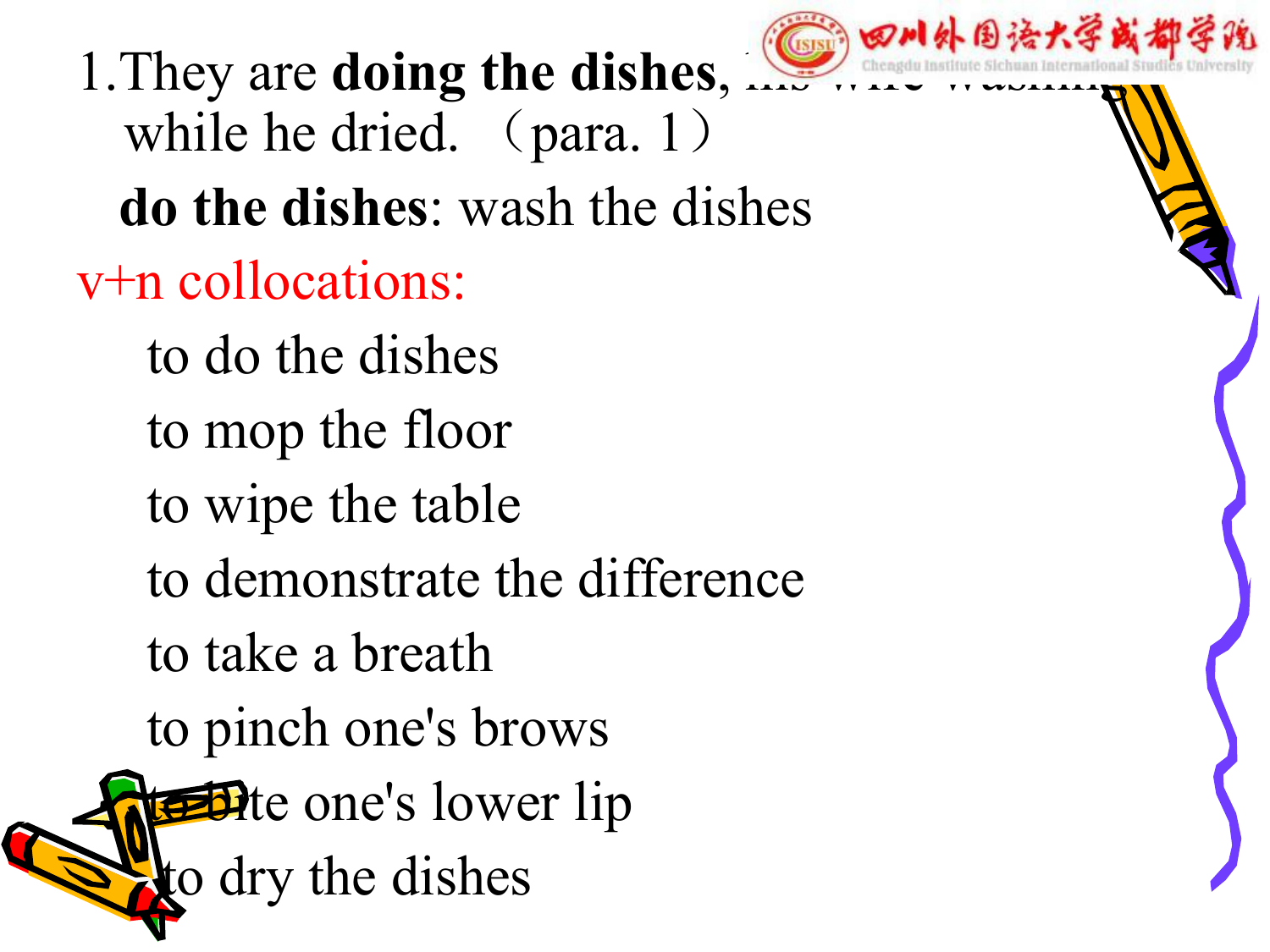1. They are **doing the dishes**, his wife washing while he dried. （para. 1）

**do the dishes**: wash the dishes

v+n collocations:

- to do the dishes
- to mop the floor
- to wipe the table
- to demonstrate the difference
- to take a breath
- to pinch one's brows
- to bite one's lower lip
- to dry the dishes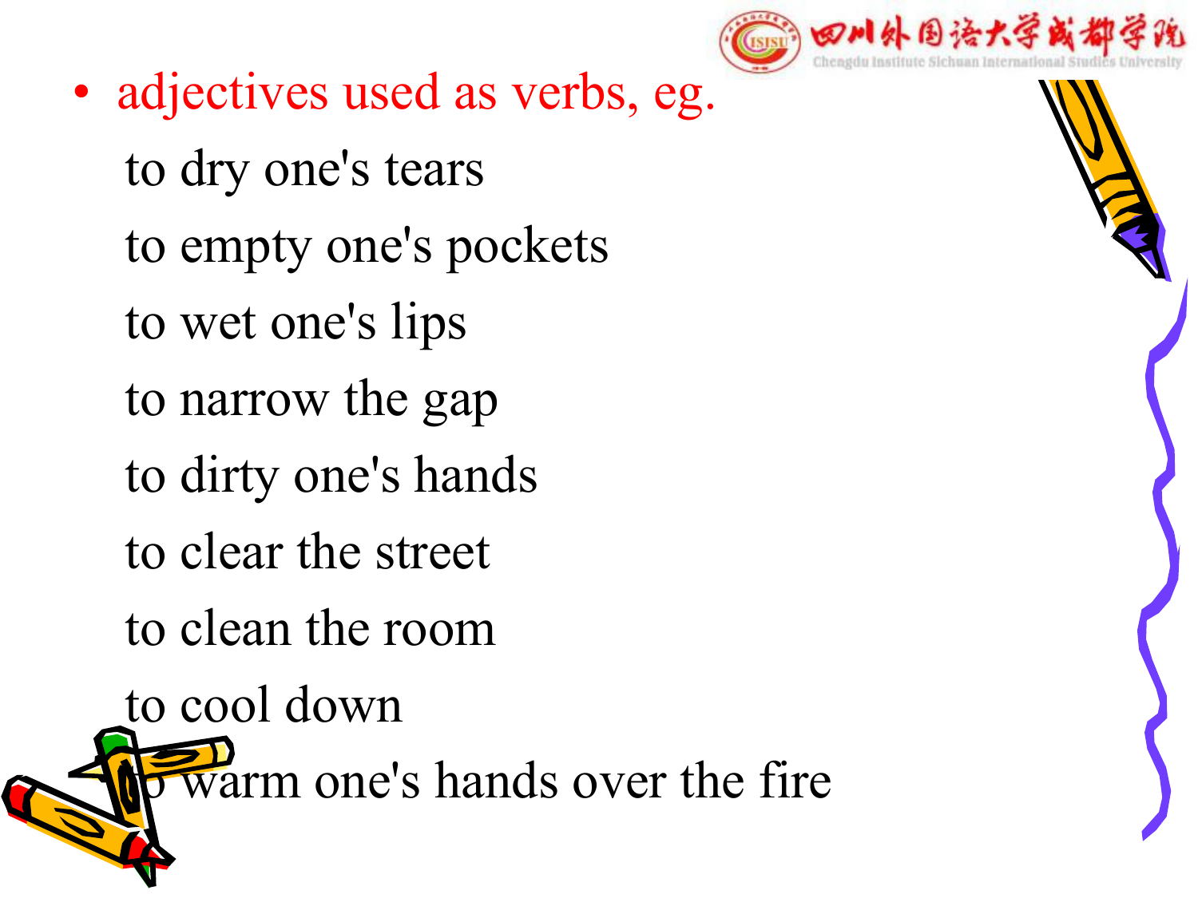- adjectives used as verbs, eg.

  to dry one's tears

  to empty one's pockets

  to wet one's lips

  to narrow the gap

  to dirty one's hands

  to clear the street

  to clean the room

  to cool down

  to warm one's hands over the fire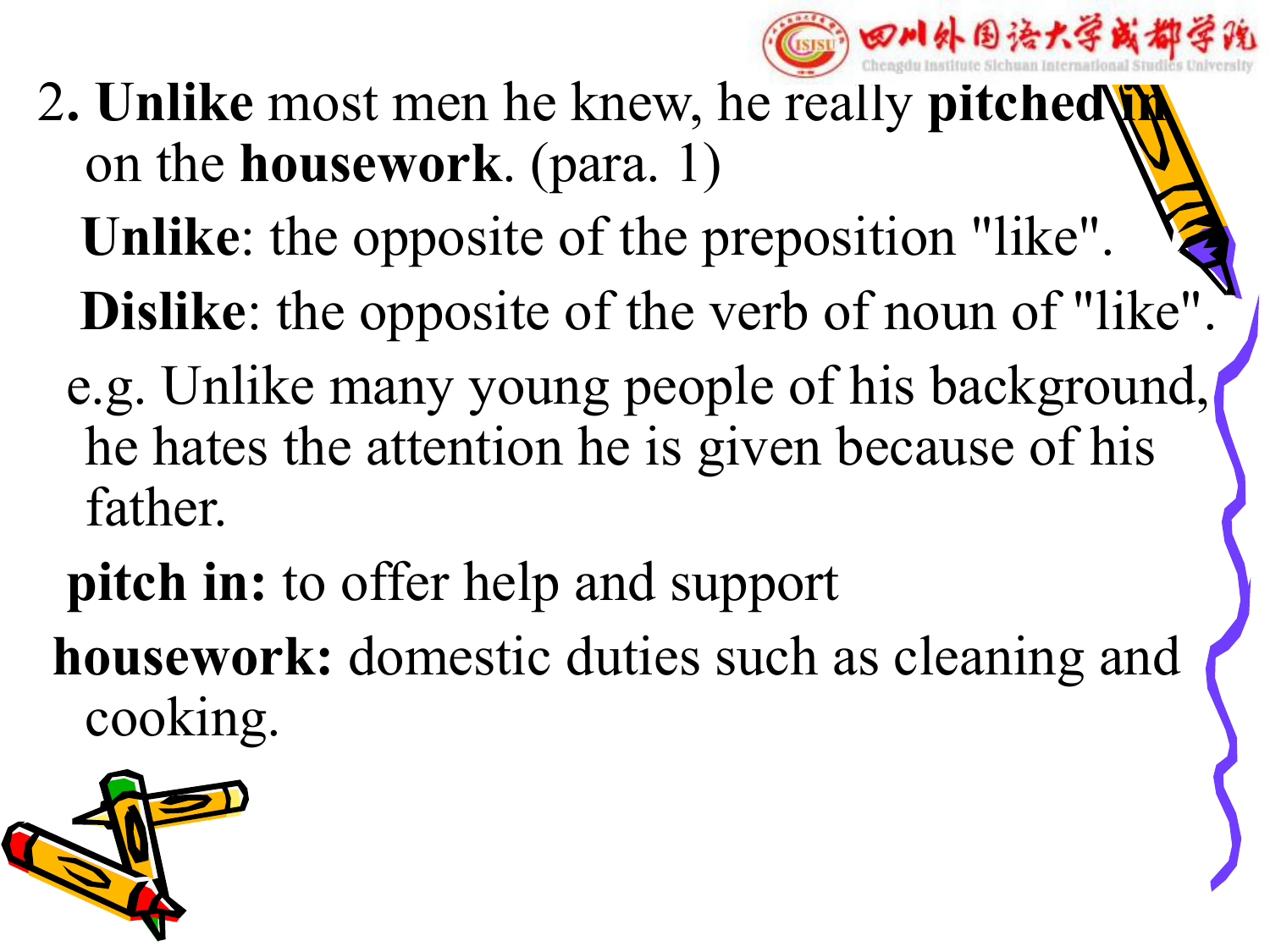2. **Unlike** most men he knew, he really **pitched in** on the **housework**. (para. 1)

**Unlike**: the opposite of the preposition "like".

**Dislike**: the opposite of the verb of noun of "like".

e.g. Unlike many young people of his background, he hates the attention he is given because of his father.

**pitch in:** to offer help and support

**housework:** domestic duties such as cleaning and cooking.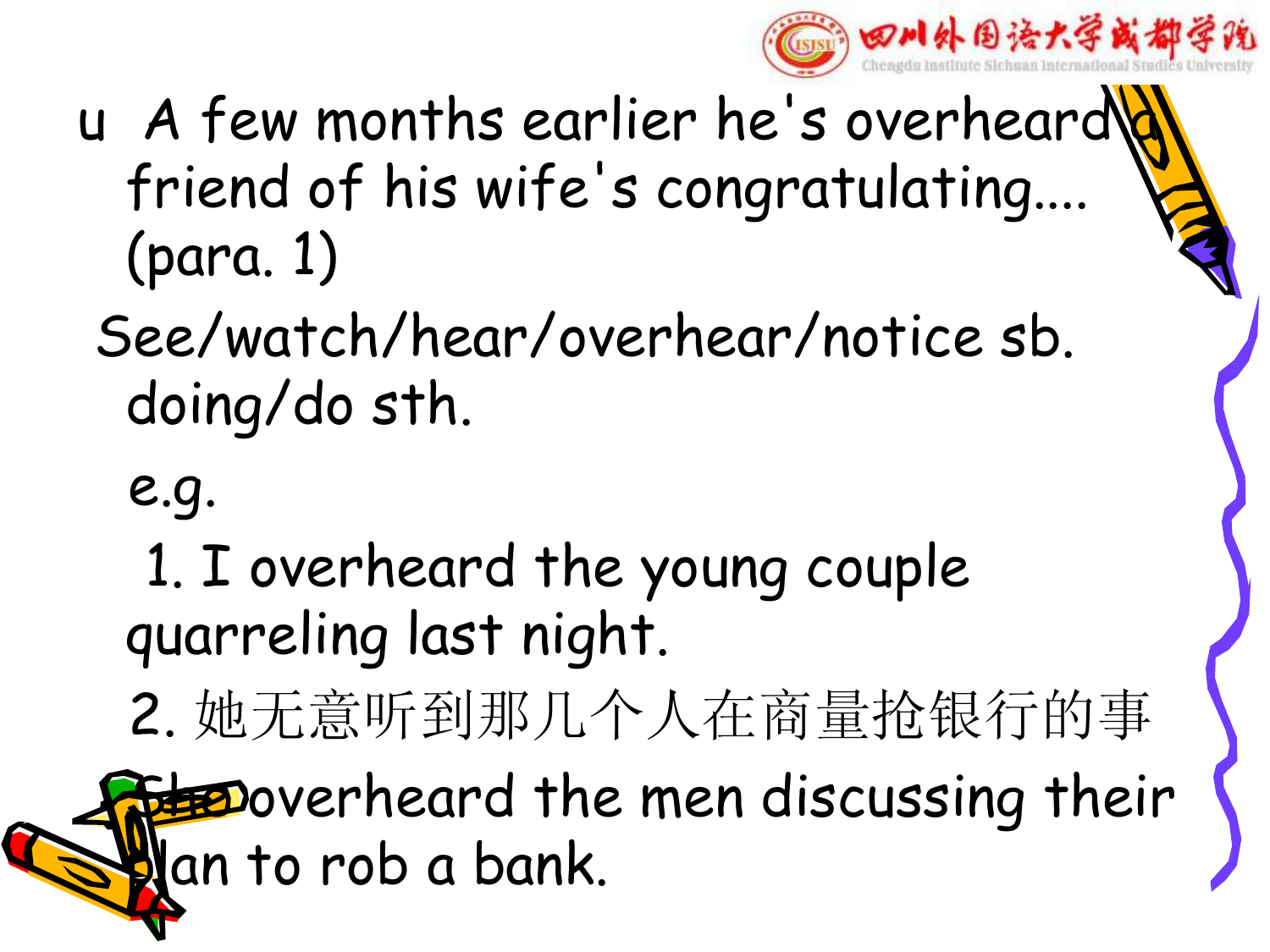- A few months earlier he's overheard a friend of his wife's congratulating.... (para. 1)

See/watch/hear/overhear/notice sb. doing/do sth.

e.g.

1. I overheard the young couple quarreling last night.

2. 她无意听到那几个人在商量抢银行的事

She overheard the men discussing their plan to rob a bank.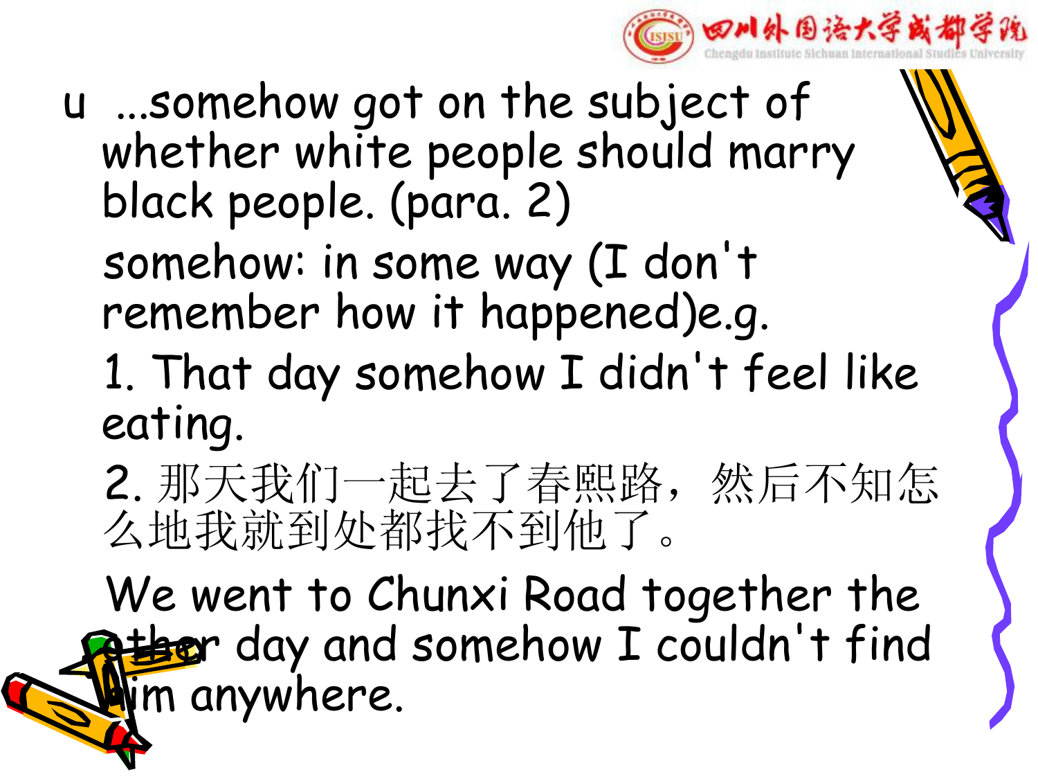- ...somehow got on the subject of whether white people should marry black people. (para. 2)

  somehow: in some way (I don't remember how it happened)e.g.

  1. That day somehow I didn't feel like eating.

  2. 那天我们一起去了春熙路，然后不知怎么地我就到处都找不到他了。

  We went to Chunxi Road together the other day and somehow I couldn't find him anywhere.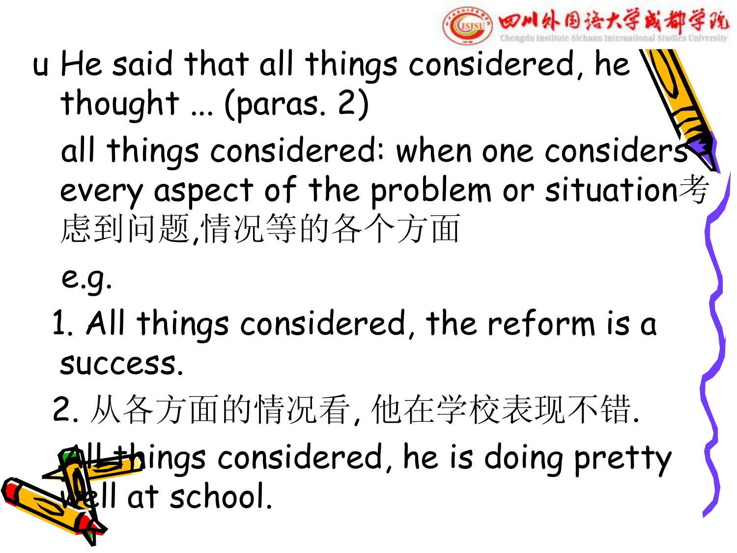- He said that all things considered, he thought ... (paras. 2)

  all things considered: when one considers every aspect of the problem or situation考虑到问题,情况等的各个方面

  e.g.

  1. All things considered, the reform is a success.

  2. 从各方面的情况看, 他在学校表现不错.

     All things considered, he is doing pretty well at school.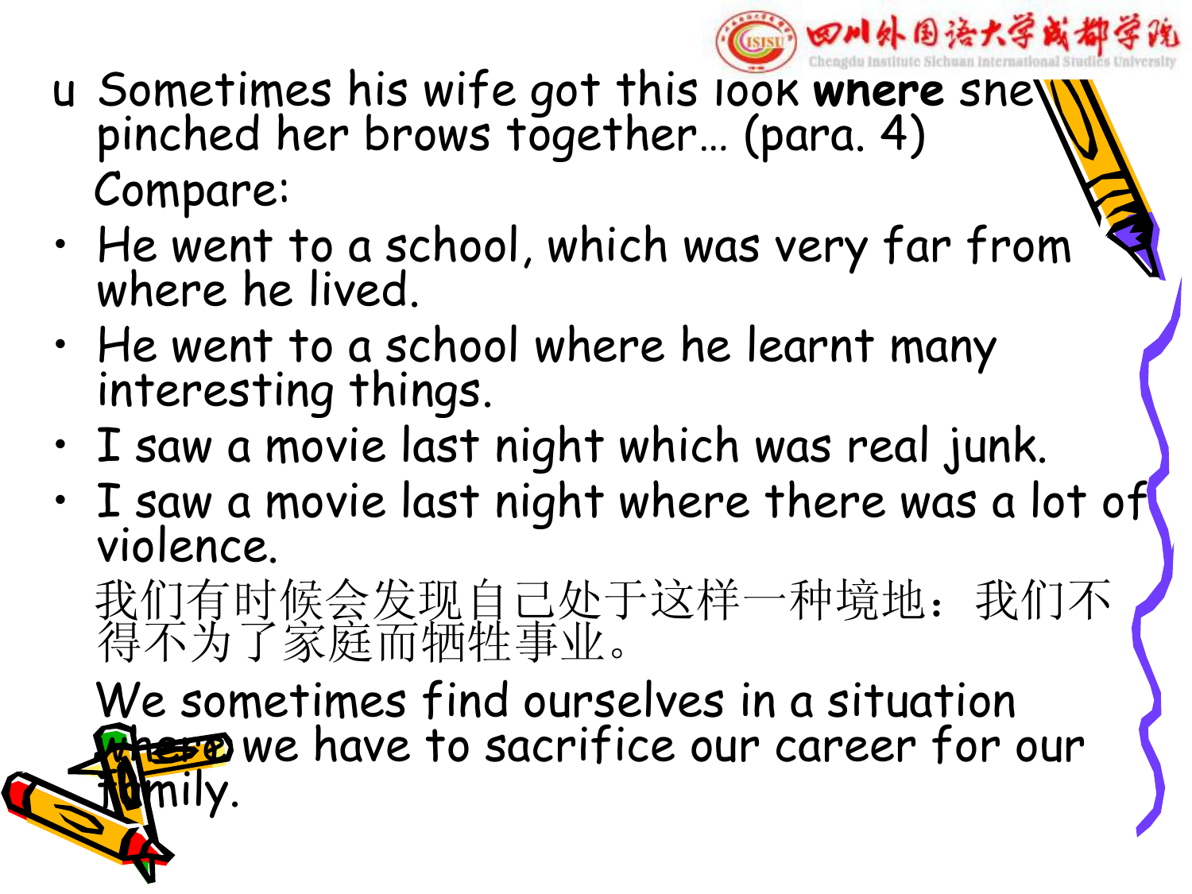- Sometimes his wife got this look **where** she pinched her brows together… (para. 4)

  Compare:

- He went to a school, which was very far from where he lived.
- He went to a school where he learnt many interesting things.
- I saw a movie last night which was real junk.
- I saw a movie last night where there was a lot of violence.

  我们有时候会发现自己处于这样一种境地：我们不得不为了家庭而牺牲事业。

  We sometimes find ourselves in a situation where we have to sacrifice our career for our family.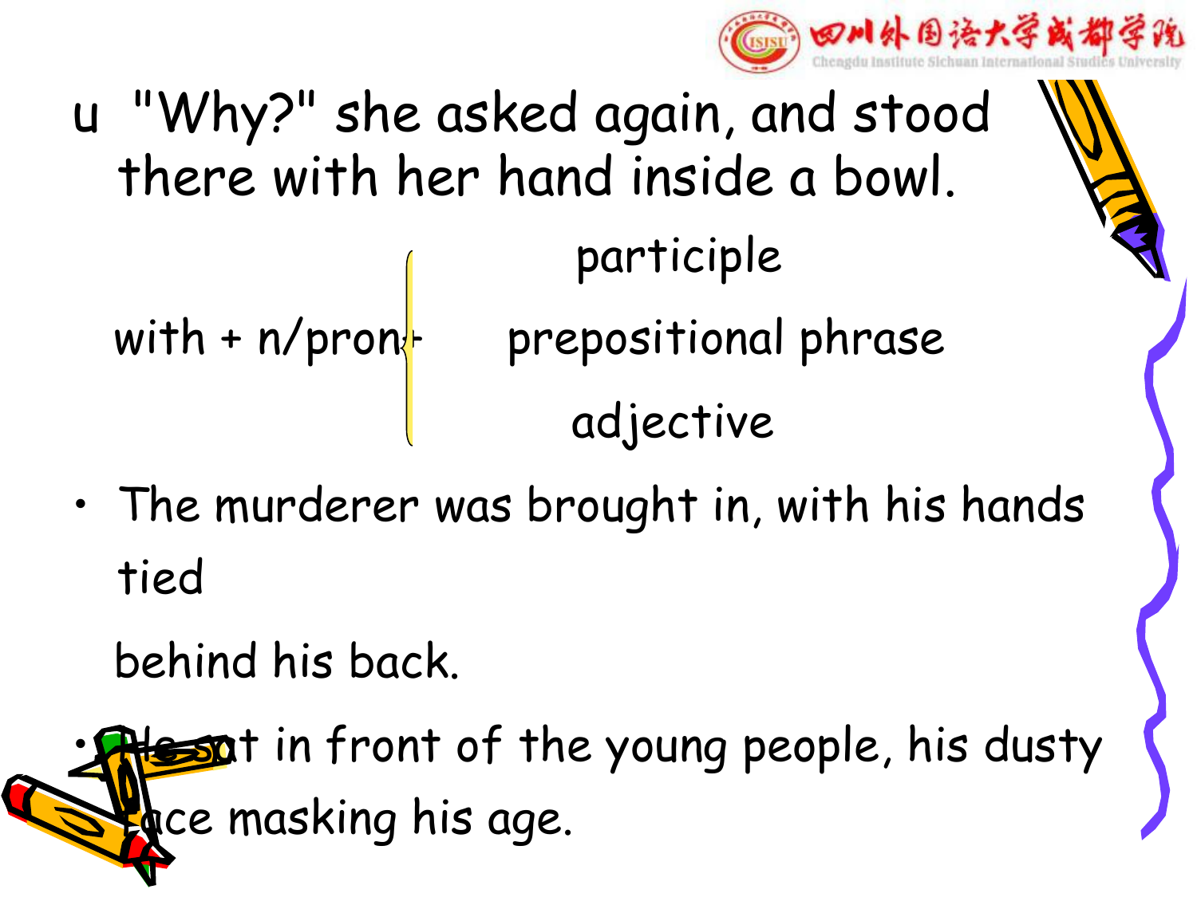- "Why?" she asked again, and stood there with her hand inside a bowl.

with + n/pron + { participle / prepositional phrase / adjective }

- The murderer was brought in, with his hands tied behind his back.
- He sat in front of the young people, his dusty face masking his age.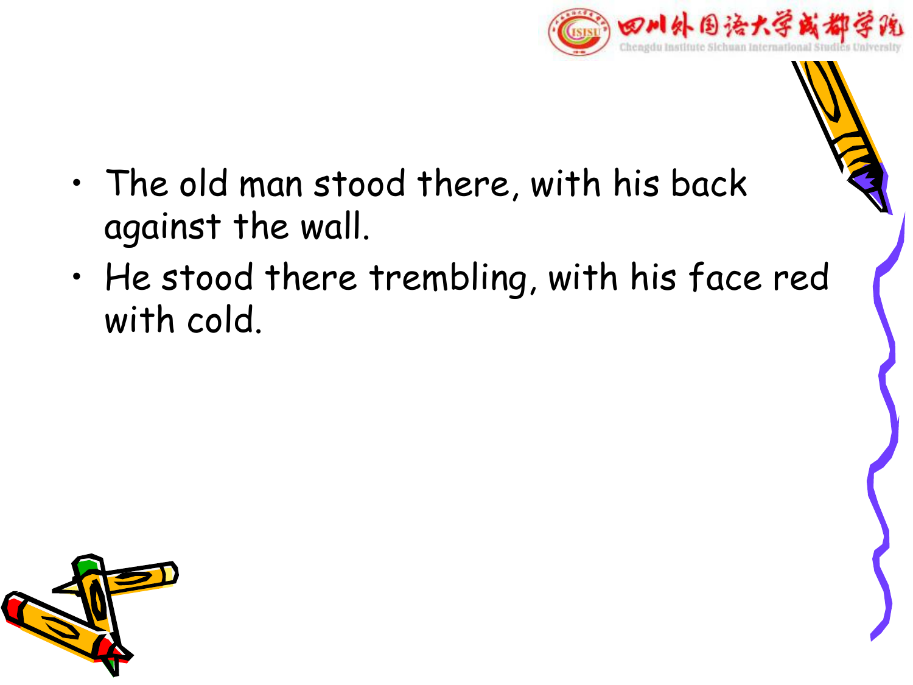- The old man stood there, with his back against the wall.
- He stood there trembling, with his face red with cold.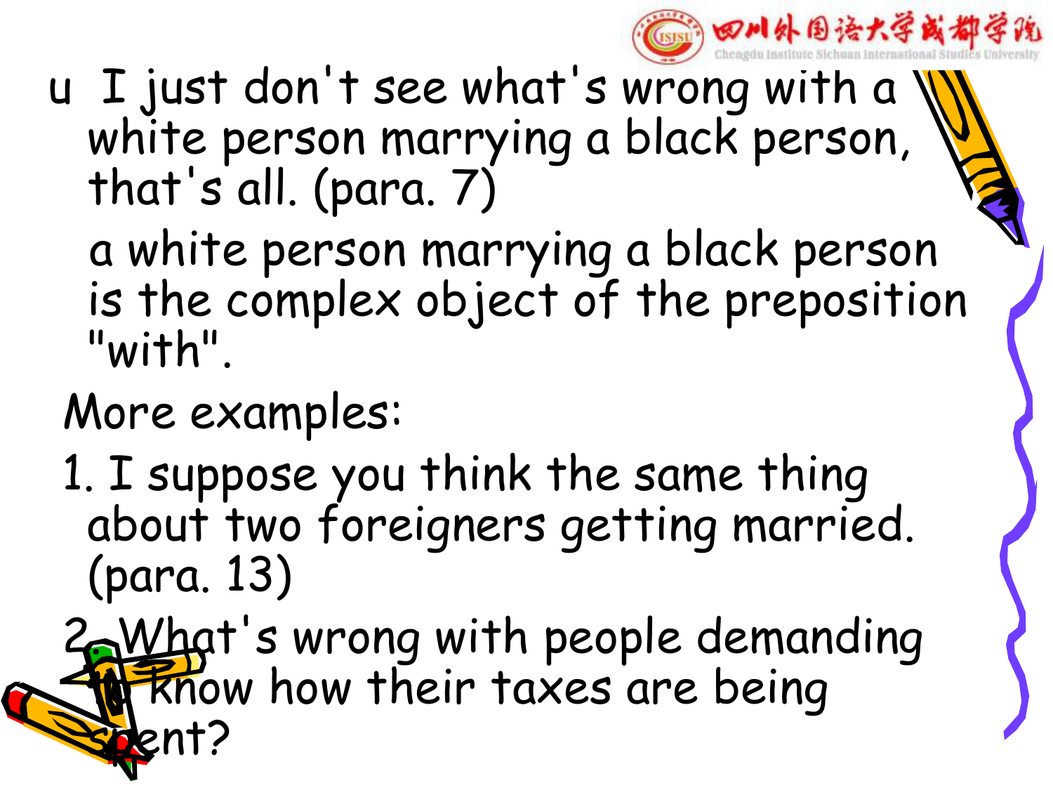- I just don't see what's wrong with a white person marrying a black person, that's all. (para. 7)

  a white person marrying a black person is the complex object of the preposition "with".

More examples:

1. I suppose you think the same thing about two foreigners getting married. (para. 13)
2. What's wrong with people demanding to know how their taxes are being spent?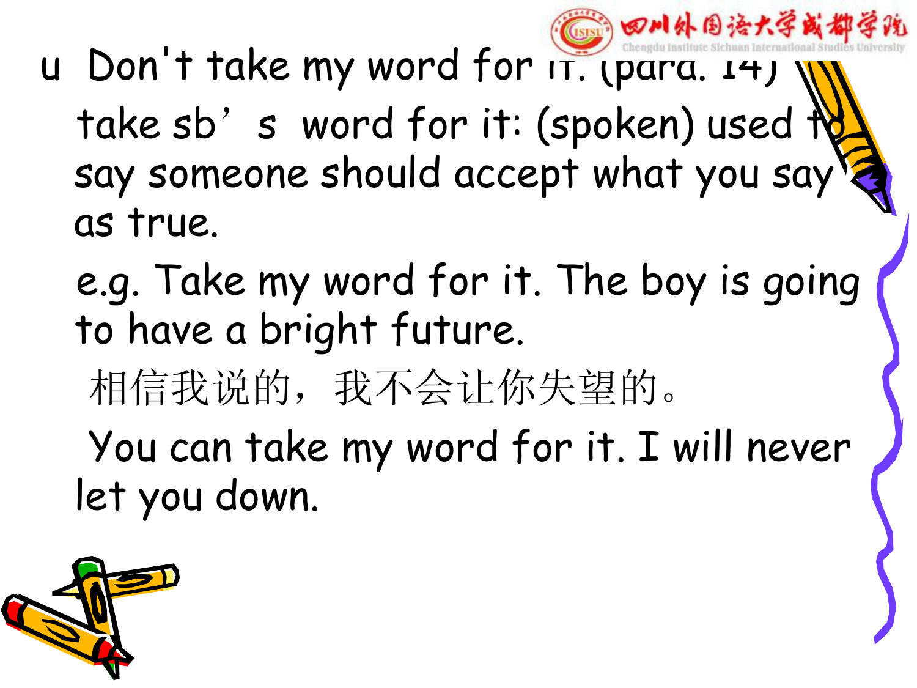- Don't take my word for it. (para. 14)

  take sb’s word for it: (spoken) used to say someone should accept what you say as true.

  e.g. Take my word for it. The boy is going to have a bright future.

  相信我说的，我不会让你失望的。

  You can take my word for it. I will never let you down.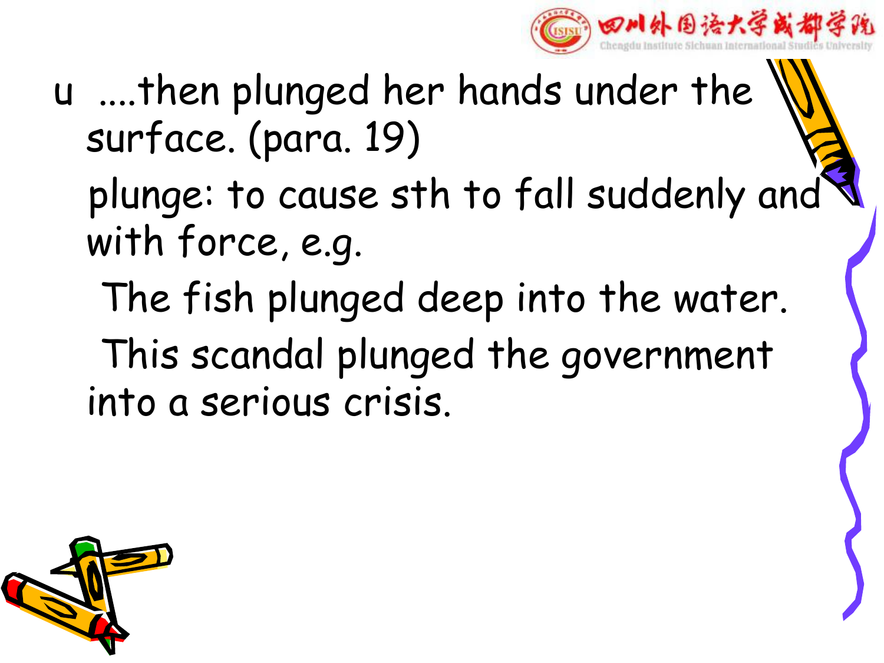- ....then plunged her hands under the surface. (para. 19)

  plunge: to cause sth to fall suddenly and with force, e.g.

  The fish plunged deep into the water.

  This scandal plunged the government into a serious crisis.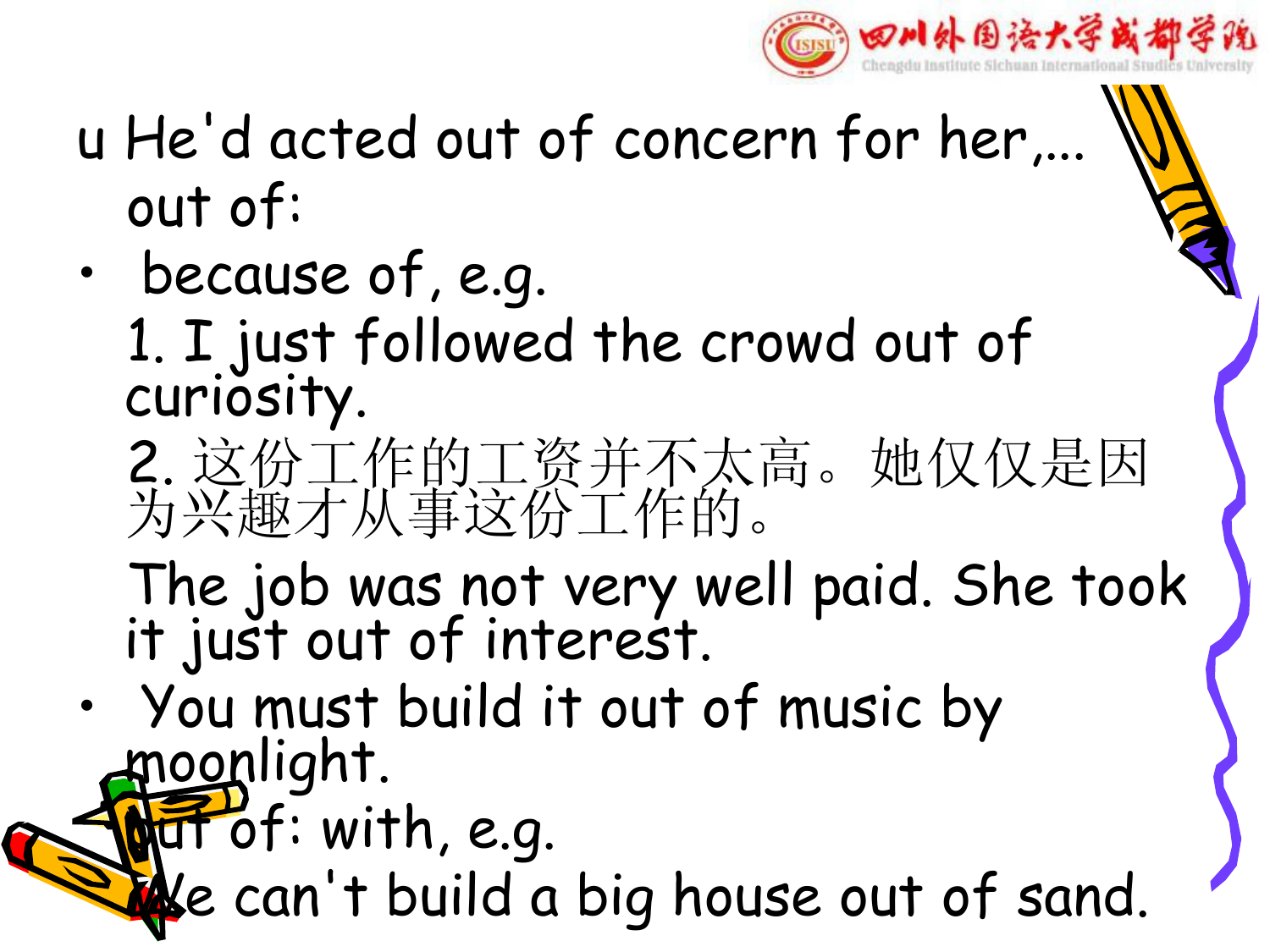- He'd acted out of concern for her,...

  out of:

- because of, e.g.

  1. I just followed the crowd out of curiosity.

  2. 这份工作的工资并不太高。她仅仅是因为兴趣才从事这份工作的。

  The job was not very well paid. She took it just out of interest.

- You must build it out of music by moonlight.

  out of: with, e.g.

  We can't build a big house out of sand.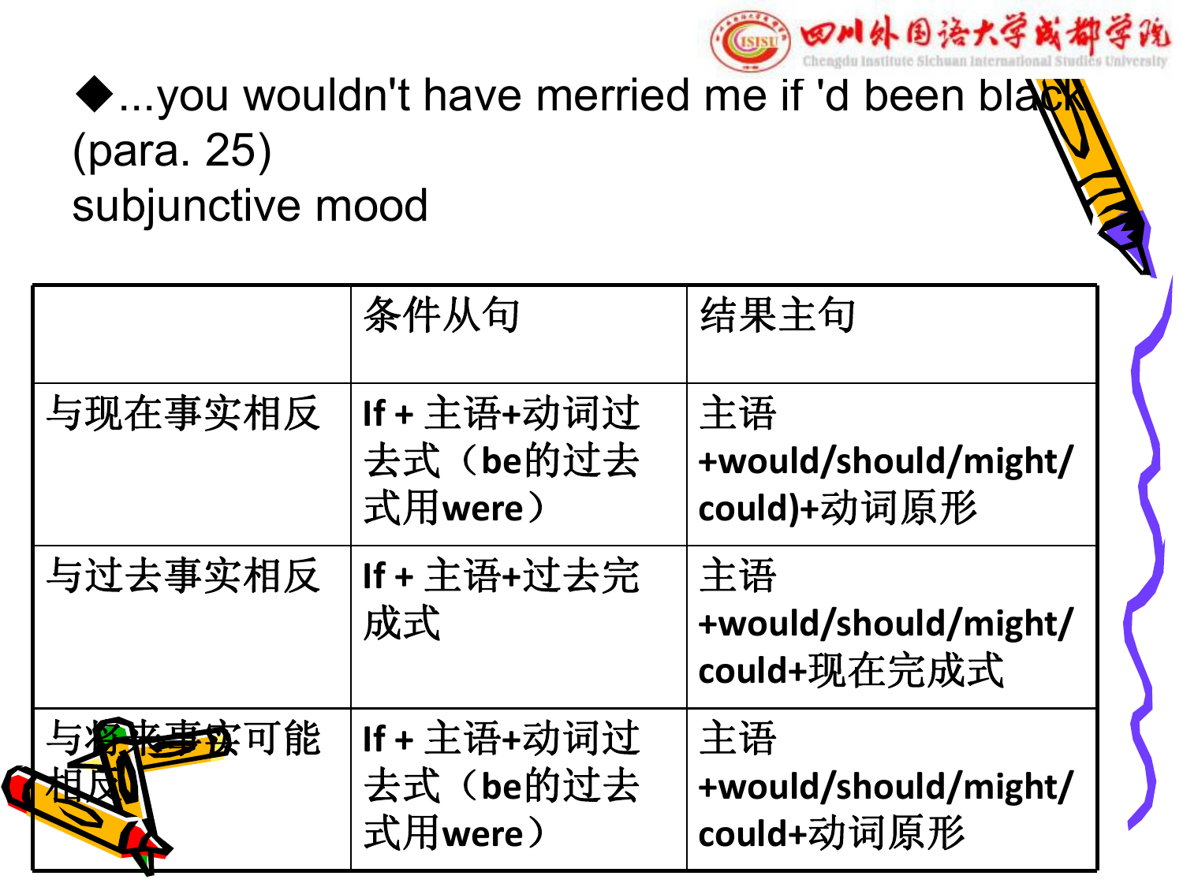◆...you wouldn't have merried me if 'd been black (para. 25)

subjunctive mood

| | 条件从句 | 结果主句 |
|---|---|---|
| 与现在事实相反 | **If + 主语+动词过去式（be的过去式用were）** | **主语 +would/should/might/could)+动词原形** |
| 与过去事实相反 | **If + 主语+过去完成式** | **主语 +would/should/might/could+现在完成式** |
| 与将来事实可能相反 | **If + 主语+动词过去式（be的过去式用were）** | **主语 +would/should/might/could+动词原形** |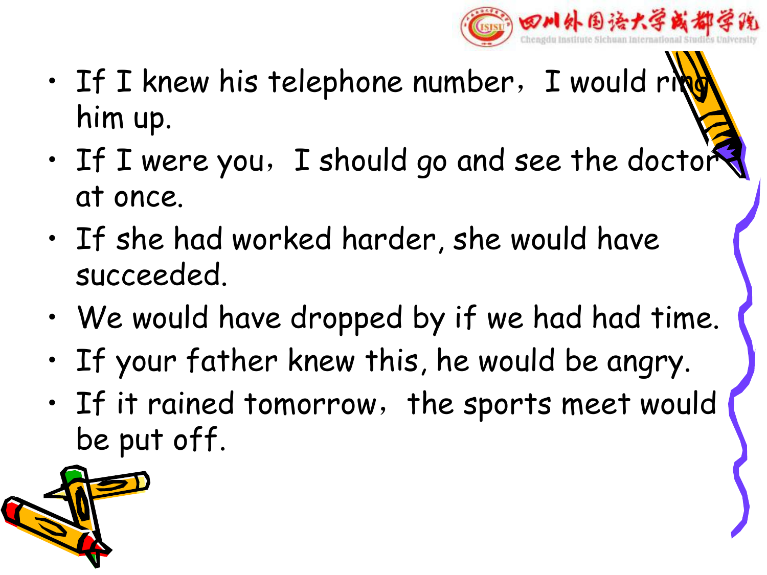- If I knew his telephone number，I would ring him up.
- If I were you，I should go and see the doctor at once.
- If she had worked harder, she would have succeeded.
- We would have dropped by if we had had time.
- If your father knew this, he would be angry.
- If it rained tomorrow，the sports meet would be put off.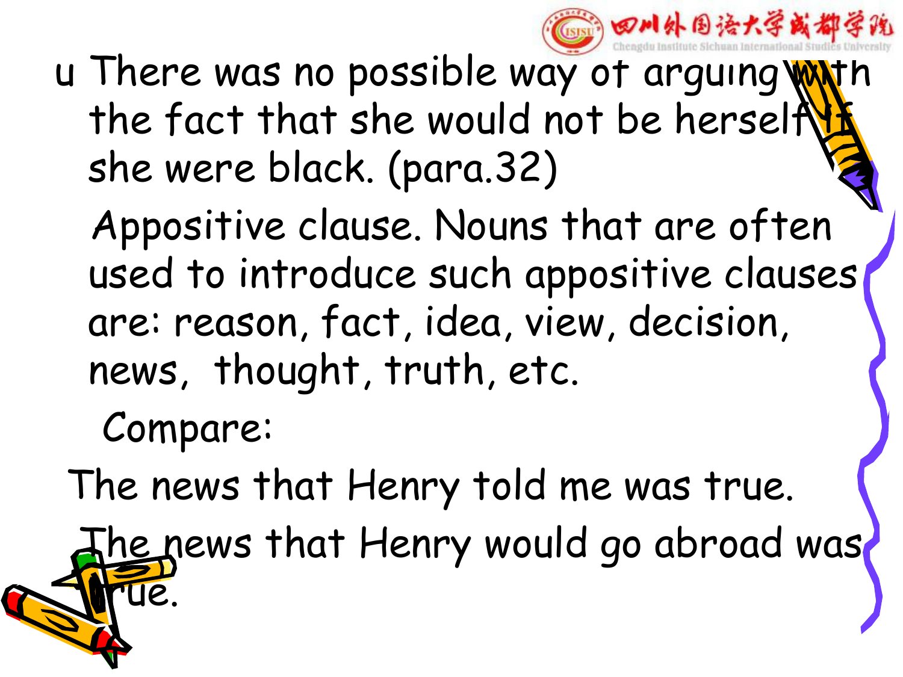- There was no possible way of arguing with the fact that she would not be herself if she were black. (para.32)

  Appositive clause. Nouns that are often used to introduce such appositive clauses are: reason, fact, idea, view, decision, news, thought, truth, etc.

  Compare:

  The news that Henry told me was true.

  The news that Henry would go abroad was true.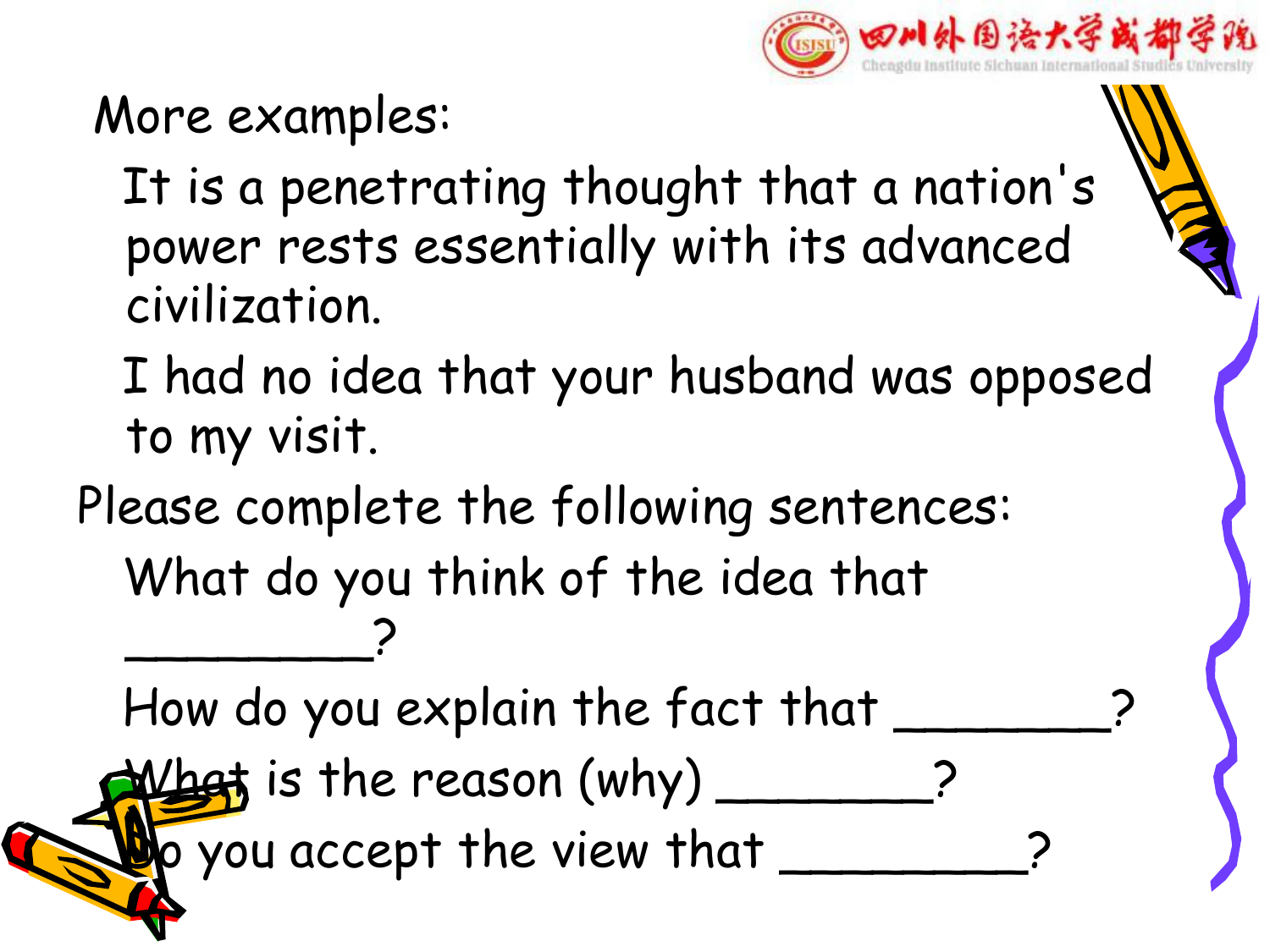More examples:

It is a penetrating thought that a nation's power rests essentially with its advanced civilization.

I had no idea that your husband was opposed to my visit.

Please complete the following sentences:

What do you think of the idea that _________?

How do you explain the fact that ________?

What is the reason (why) ________?

Do you accept the view that _________?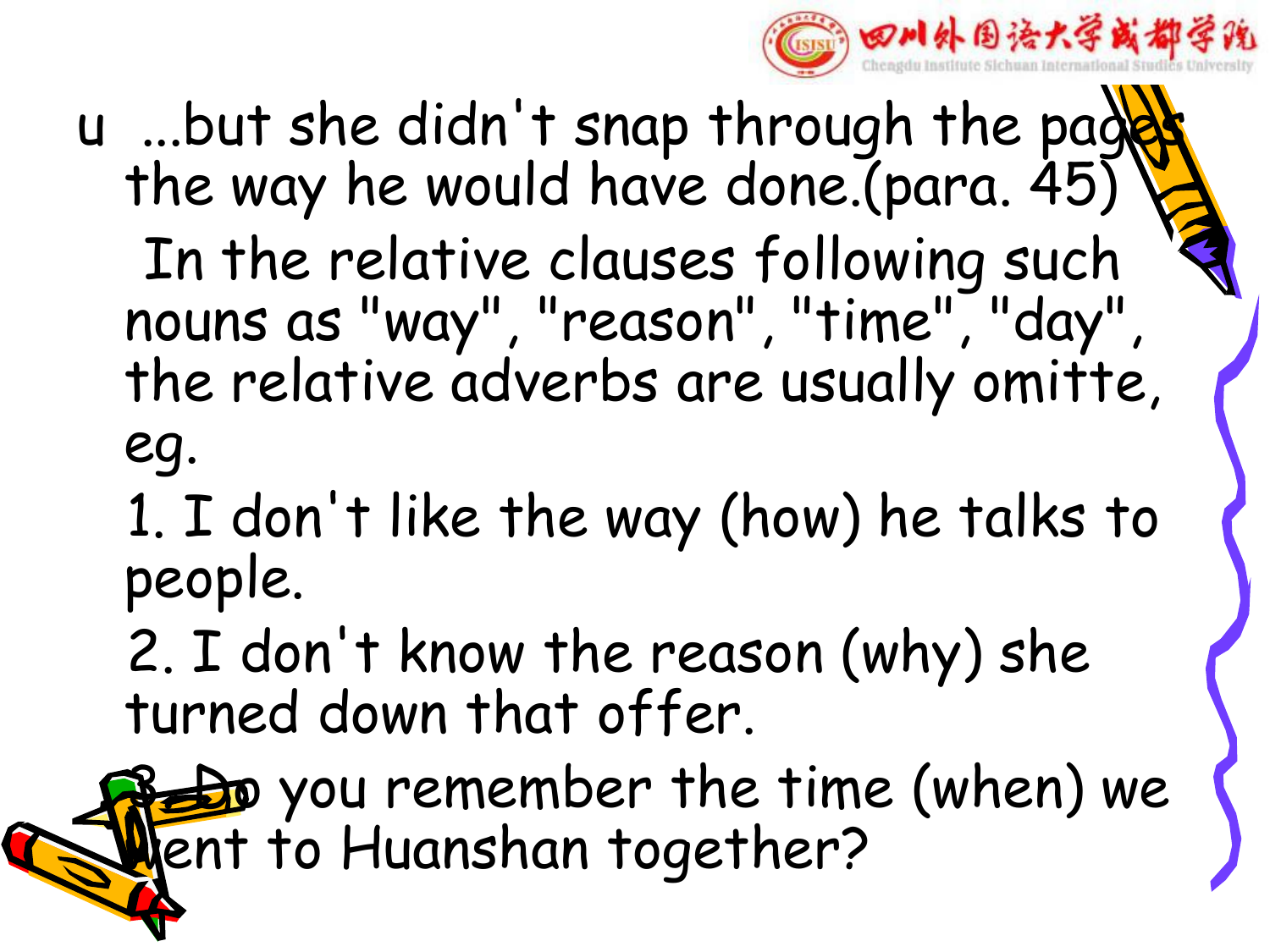- ...but she didn't snap through the pages the way he would have done.(para. 45)

  In the relative clauses following such nouns as "way", "reason", "time", "day", the relative adverbs are usually omitte, eg.

  1. I don't like the way (how) he talks to people.
  2. I don't know the reason (why) she turned down that offer.
  3. Do you remember the time (when) we went to Huanshan together?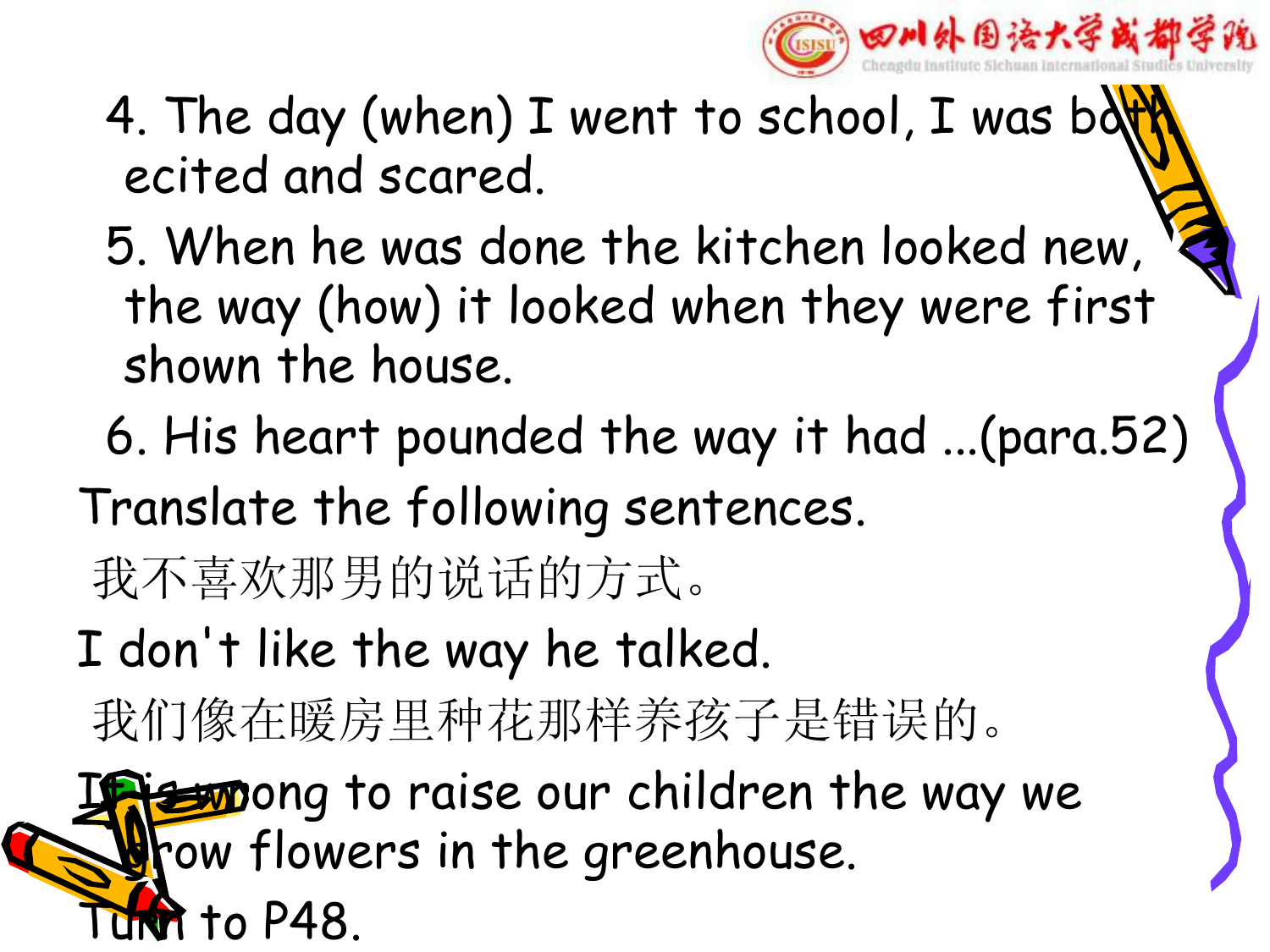4. The day (when) I went to school, I was both ecited and scared.

5. When he was done the kitchen looked new, the way (how) it looked when they were first shown the house.

6. His heart pounded the way it had ...(para.52)

Translate the following sentences.

我不喜欢那男的说话的方式。

I don't like the way he talked.

我们像在暖房里种花那样养孩子是错误的。

It is wrong to raise our children the way we grow flowers in the greenhouse.

Turn to P48.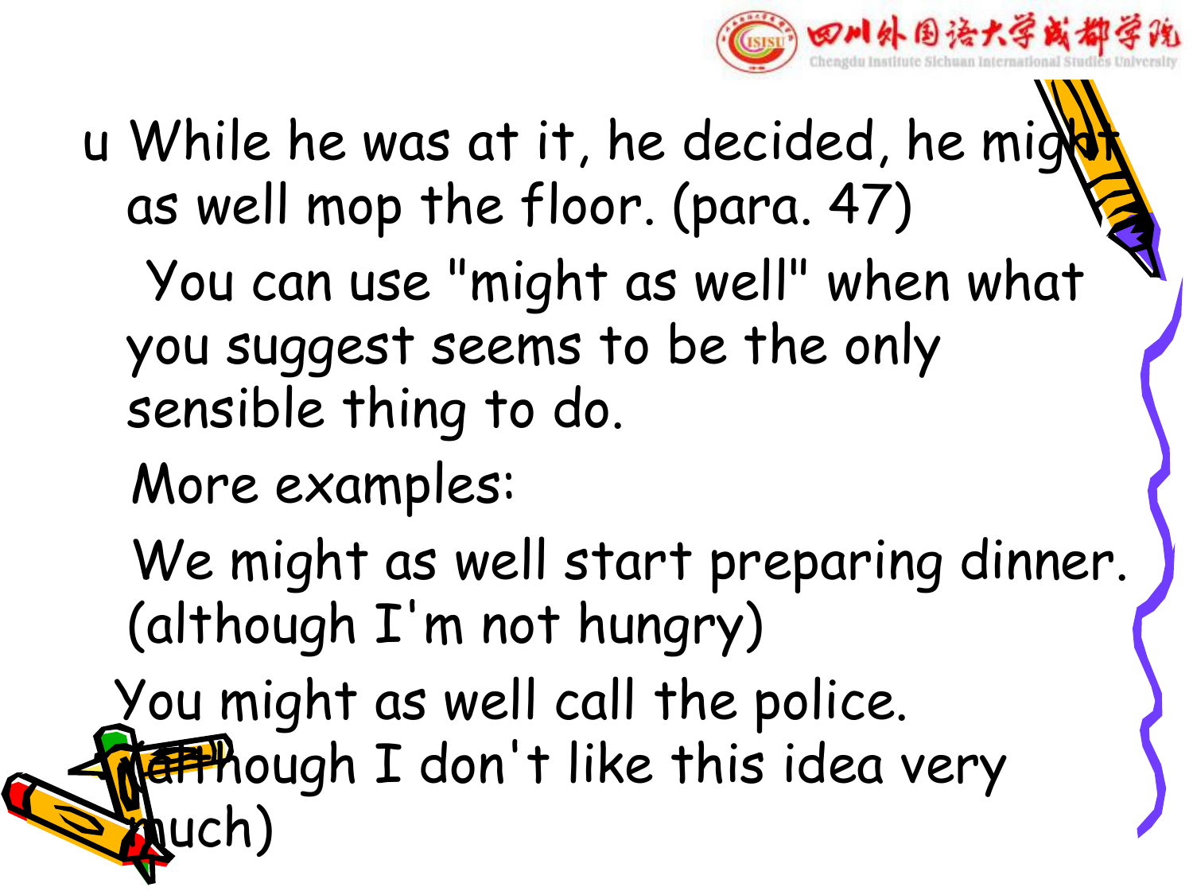- While he was at it, he decided, he might as well mop the floor. (para. 47)

  You can use "might as well" when what you suggest seems to be the only sensible thing to do.

  More examples:

  We might as well start preparing dinner. (although I'm not hungry)

  You might as well call the police. (although I don't like this idea very much)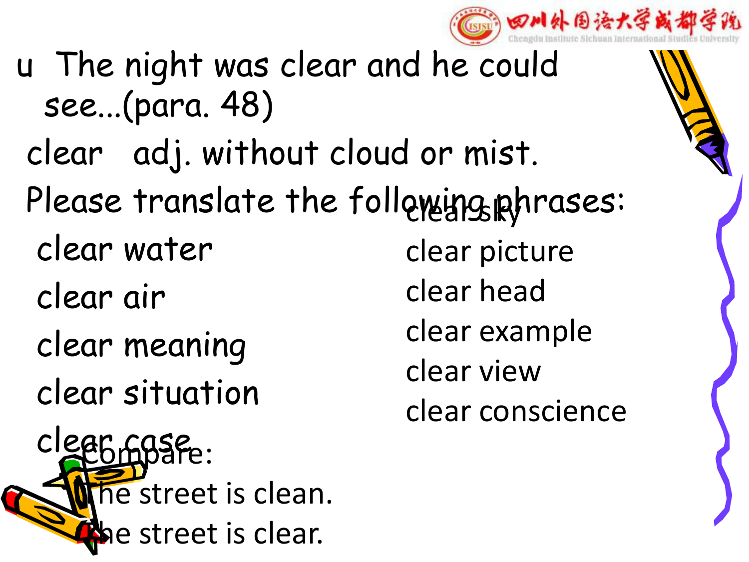- The night was clear and he could see...(para. 48)

clear adj. without cloud or mist.

Please translate the following phrases:

- clear water
- clear air
- clear meaning
- clear situation
- clear case
- clear sky
- clear picture
- clear head
- clear example
- clear view
- clear conscience

Compare:

The street is clean.

The street is clear.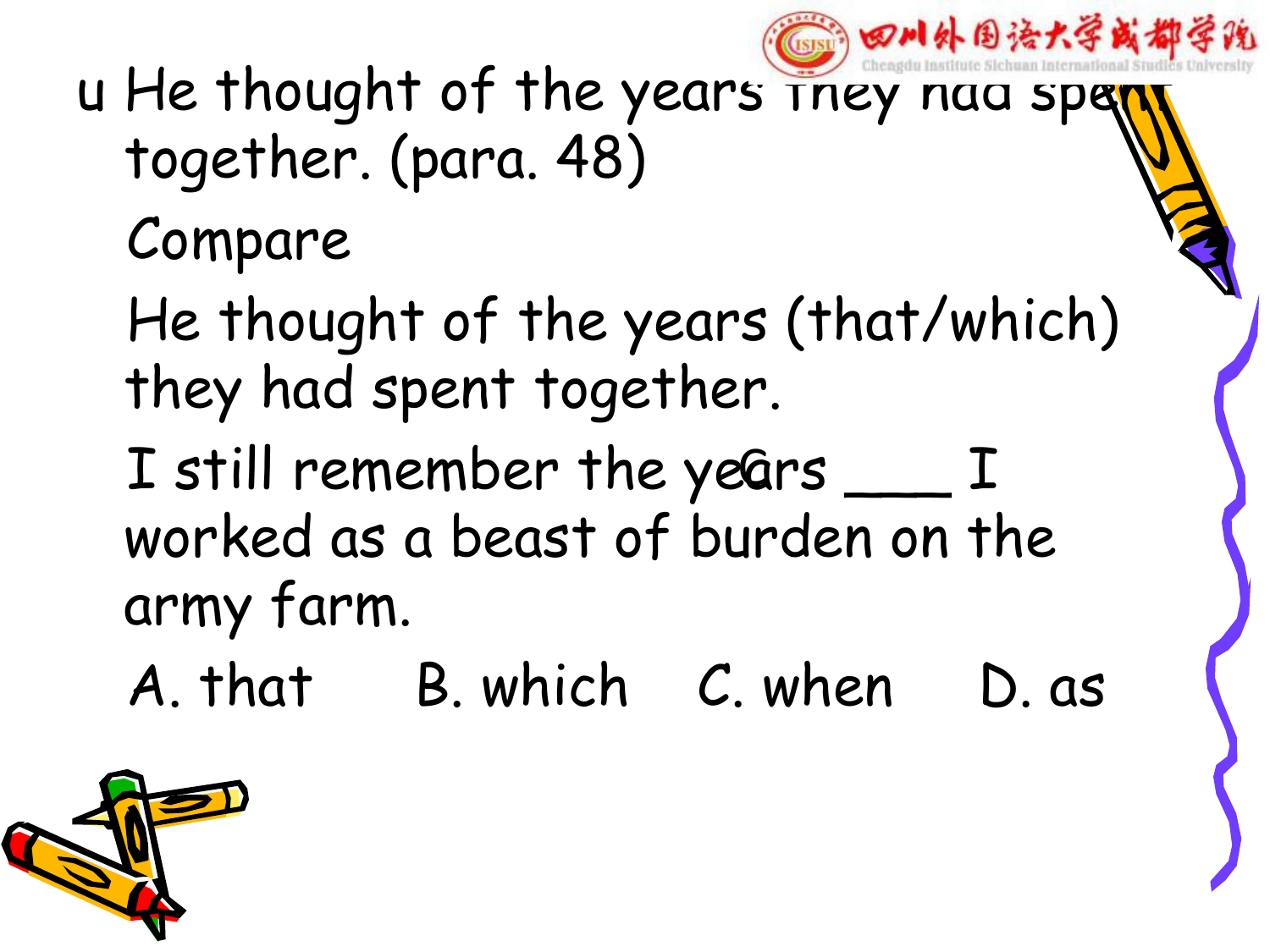- He thought of the years they had spent together. (para. 48)

  Compare

  He thought of the years (that/which) they had spent together.

  I still remember the years ___ I worked as a beast of burden on the army farm.

  A. that B. which C. when D. as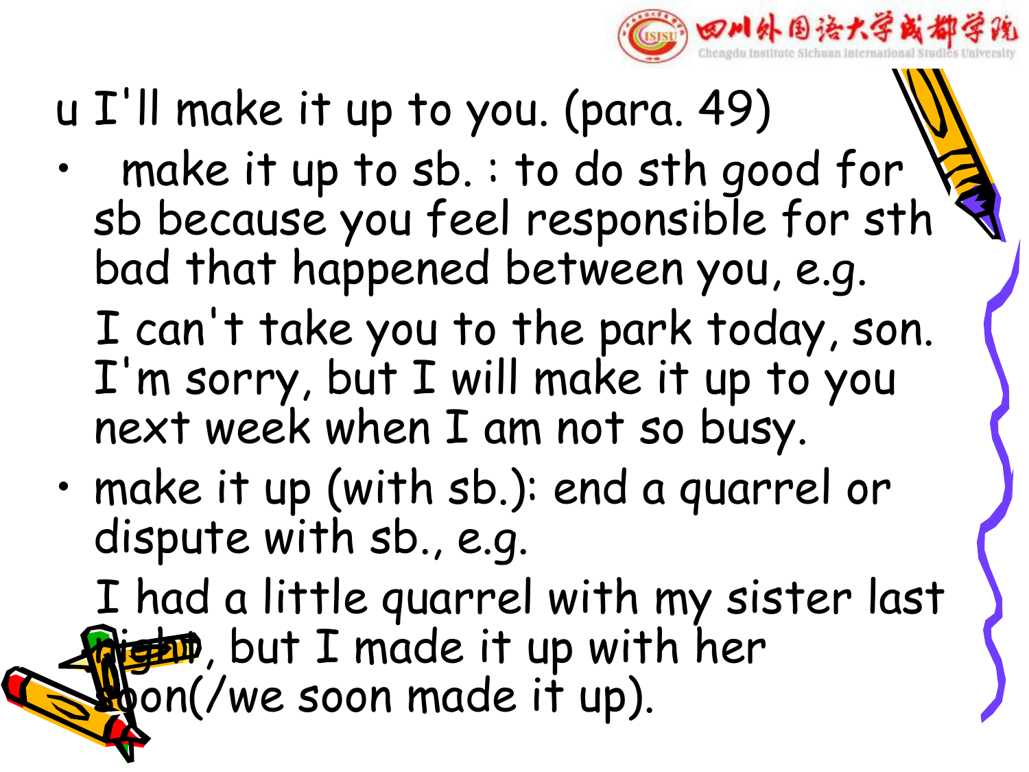- I'll make it up to you. (para. 49)
  - make it up to sb. : to do sth good for sb because you feel responsible for sth bad that happened between you, e.g.

    I can't take you to the park today, son. I'm sorry, but I will make it up to you next week when I am not so busy.
  - make it up (with sb.): end a quarrel or dispute with sb., e.g.

    I had a little quarrel with my sister last night, but I made it up with her soon(/we soon made it up).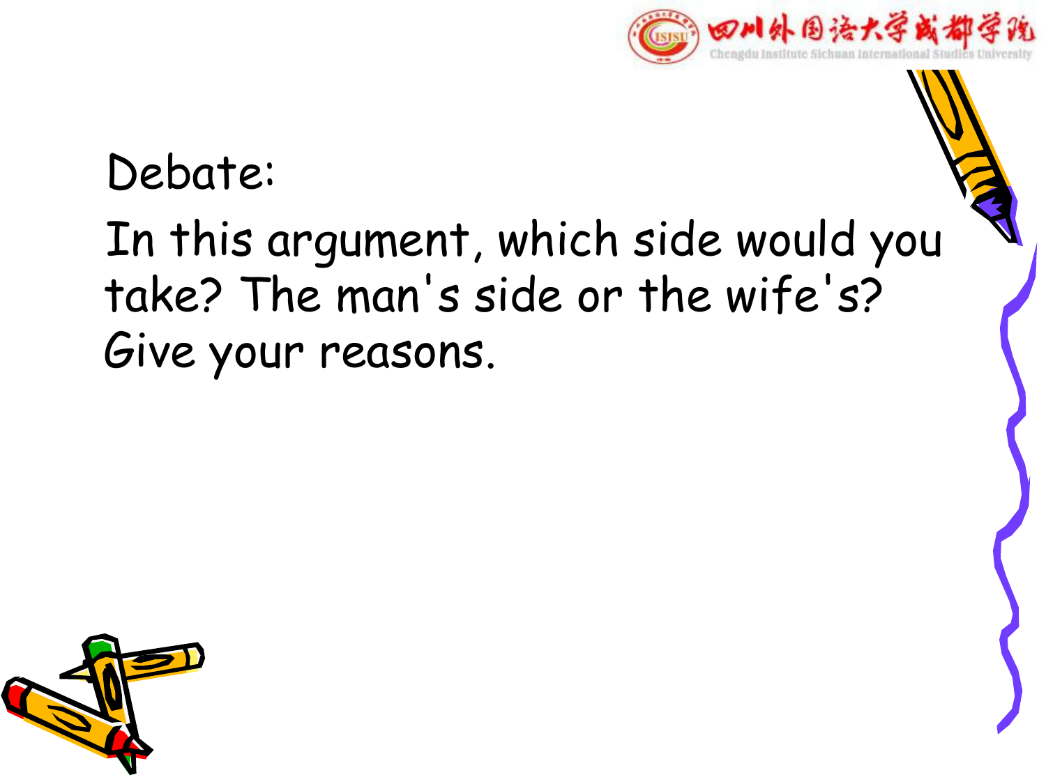Debate:

In this argument, which side would you take? The man's side or the wife's? Give your reasons.